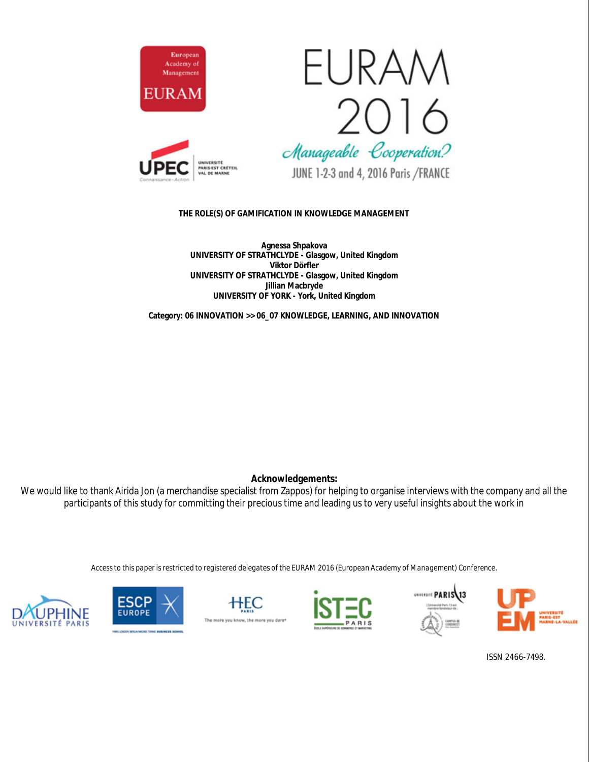European Academy of Management

EURAM

UPEC — Université Paris-Est Créteil Val de Marne

# EURAM 2016

*Manageable Cooperation?*

JUNE 1-2-3 and 4, 2016 Paris /FRANCE

## THE ROLE(S) OF GAMIFICATION IN KNOWLEDGE MANAGEMENT

**Agnessa Shpakova**
**UNIVERSITY OF STRATHCLYDE - Glasgow, United Kingdom**
**Viktor Dörfler**
**UNIVERSITY OF STRATHCLYDE - Glasgow, United Kingdom**
**Jillian Macbryde**
**UNIVERSITY OF YORK - York, United Kingdom**

**Category: 06 INNOVATION >> 06_07 KNOWLEDGE, LEARNING, AND INNOVATION**

**Acknowledgements:**

We would like to thank Airida Jon (a merchandise specialist from Zappos) for helping to organise interviews with the company and all the participants of this study for committing their precious time and leading us to very useful insights about the work in

*Access to this paper is restricted to registered delegates of the EURAM 2016 (European Academy of Management) Conference.*

ISSN 2466-7498.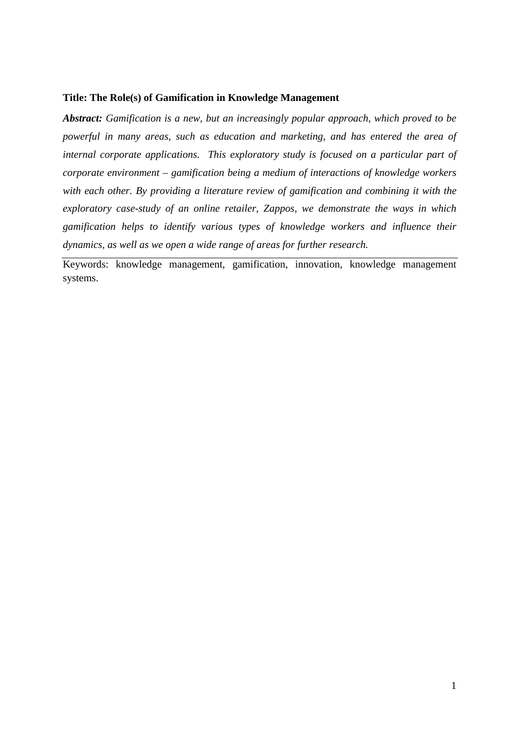**Title: The Role(s) of Gamification in Knowledge Management**

***Abstract:*** *Gamification is a new, but an increasingly popular approach, which proved to be powerful in many areas, such as education and marketing, and has entered the area of internal corporate applications. This exploratory study is focused on a particular part of corporate environment – gamification being a medium of interactions of knowledge workers with each other. By providing a literature review of gamification and combining it with the exploratory case-study of an online retailer, Zappos, we demonstrate the ways in which gamification helps to identify various types of knowledge workers and influence their dynamics, as well as we open a wide range of areas for further research.*

---

Keywords: knowledge management, gamification, innovation, knowledge management systems.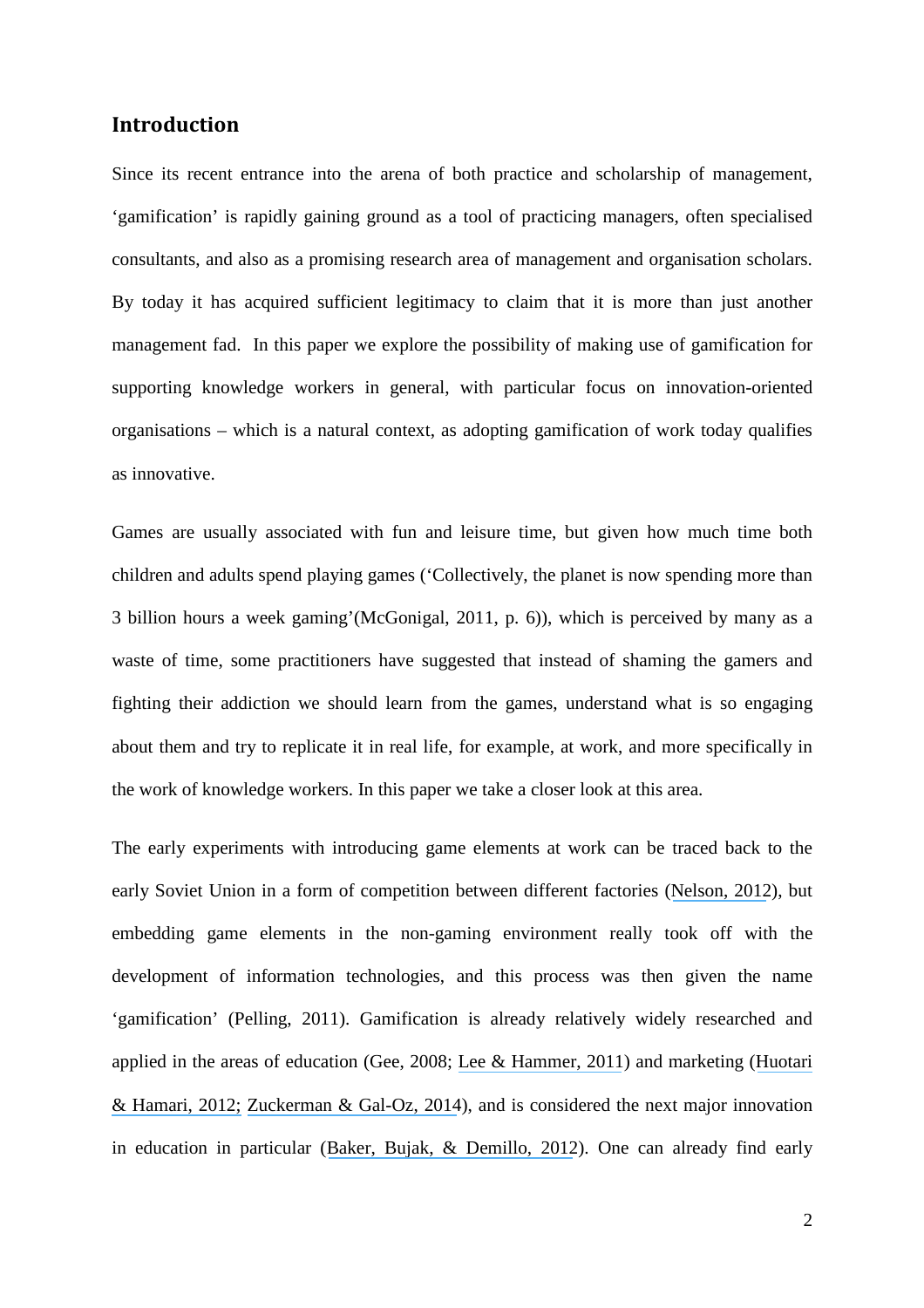## Introduction

Since its recent entrance into the arena of both practice and scholarship of management, 'gamification' is rapidly gaining ground as a tool of practicing managers, often specialised consultants, and also as a promising research area of management and organisation scholars. By today it has acquired sufficient legitimacy to claim that it is more than just another management fad. In this paper we explore the possibility of making use of gamification for supporting knowledge workers in general, with particular focus on innovation-oriented organisations – which is a natural context, as adopting gamification of work today qualifies as innovative.

Games are usually associated with fun and leisure time, but given how much time both children and adults spend playing games ('Collectively, the planet is now spending more than 3 billion hours a week gaming'(McGonigal, 2011, p. 6)), which is perceived by many as a waste of time, some practitioners have suggested that instead of shaming the gamers and fighting their addiction we should learn from the games, understand what is so engaging about them and try to replicate it in real life, for example, at work, and more specifically in the work of knowledge workers. In this paper we take a closer look at this area.

The early experiments with introducing game elements at work can be traced back to the early Soviet Union in a form of competition between different factories (Nelson, 2012), but embedding game elements in the non-gaming environment really took off with the development of information technologies, and this process was then given the name 'gamification' (Pelling, 2011). Gamification is already relatively widely researched and applied in the areas of education (Gee, 2008; Lee & Hammer, 2011) and marketing (Huotari & Hamari, 2012; Zuckerman & Gal-Oz, 2014), and is considered the next major innovation in education in particular (Baker, Bujak, & Demillo, 2012). One can already find early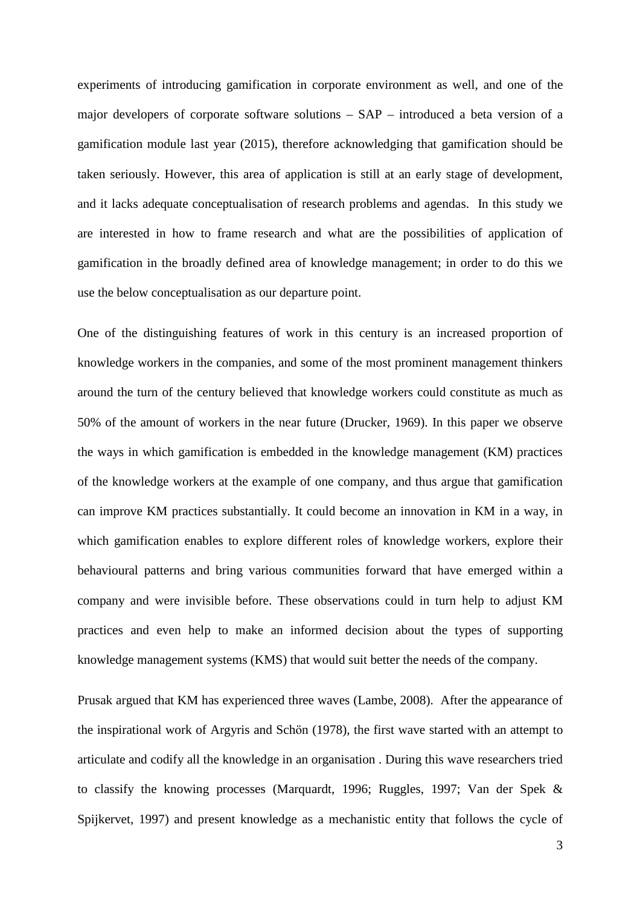experiments of introducing gamification in corporate environment as well, and one of the major developers of corporate software solutions – SAP – introduced a beta version of a gamification module last year (2015), therefore acknowledging that gamification should be taken seriously. However, this area of application is still at an early stage of development, and it lacks adequate conceptualisation of research problems and agendas. In this study we are interested in how to frame research and what are the possibilities of application of gamification in the broadly defined area of knowledge management; in order to do this we use the below conceptualisation as our departure point.

One of the distinguishing features of work in this century is an increased proportion of knowledge workers in the companies, and some of the most prominent management thinkers around the turn of the century believed that knowledge workers could constitute as much as 50% of the amount of workers in the near future (Drucker, 1969). In this paper we observe the ways in which gamification is embedded in the knowledge management (KM) practices of the knowledge workers at the example of one company, and thus argue that gamification can improve KM practices substantially. It could become an innovation in KM in a way, in which gamification enables to explore different roles of knowledge workers, explore their behavioural patterns and bring various communities forward that have emerged within a company and were invisible before. These observations could in turn help to adjust KM practices and even help to make an informed decision about the types of supporting knowledge management systems (KMS) that would suit better the needs of the company.

Prusak argued that KM has experienced three waves (Lambe, 2008). After the appearance of the inspirational work of Argyris and Schön (1978), the first wave started with an attempt to articulate and codify all the knowledge in an organisation . During this wave researchers tried to classify the knowing processes (Marquardt, 1996; Ruggles, 1997; Van der Spek & Spijkervet, 1997) and present knowledge as a mechanistic entity that follows the cycle of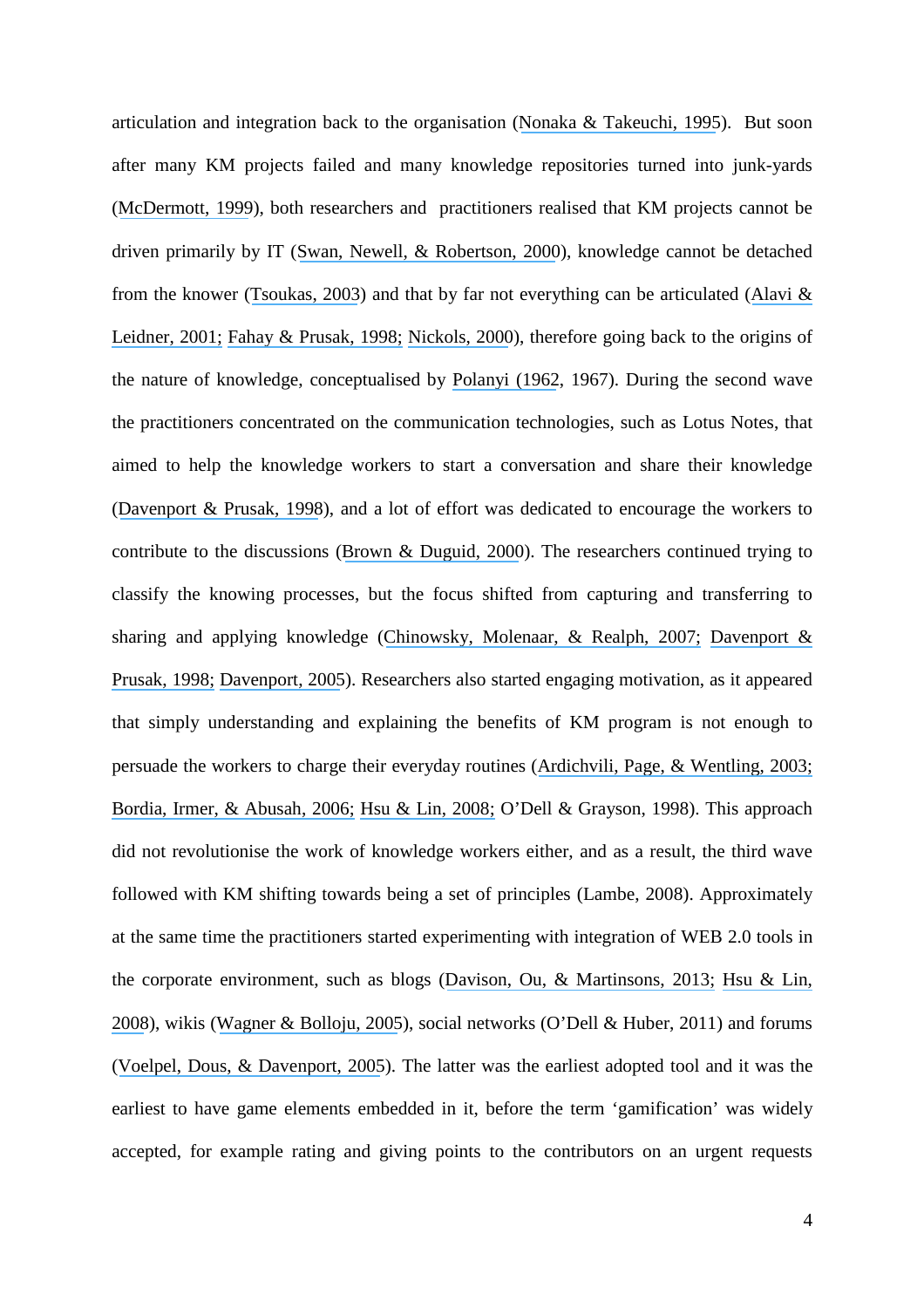articulation and integration back to the organisation (Nonaka & Takeuchi, 1995). But soon after many KM projects failed and many knowledge repositories turned into junk-yards (McDermott, 1999), both researchers and practitioners realised that KM projects cannot be driven primarily by IT (Swan, Newell, & Robertson, 2000), knowledge cannot be detached from the knower (Tsoukas, 2003) and that by far not everything can be articulated (Alavi & Leidner, 2001; Fahay & Prusak, 1998; Nickols, 2000), therefore going back to the origins of the nature of knowledge, conceptualised by Polanyi (1962, 1967). During the second wave the practitioners concentrated on the communication technologies, such as Lotus Notes, that aimed to help the knowledge workers to start a conversation and share their knowledge (Davenport & Prusak, 1998), and a lot of effort was dedicated to encourage the workers to contribute to the discussions (Brown & Duguid, 2000). The researchers continued trying to classify the knowing processes, but the focus shifted from capturing and transferring to sharing and applying knowledge (Chinowsky, Molenaar, & Realph, 2007; Davenport & Prusak, 1998; Davenport, 2005). Researchers also started engaging motivation, as it appeared that simply understanding and explaining the benefits of KM program is not enough to persuade the workers to charge their everyday routines (Ardichvili, Page, & Wentling, 2003; Bordia, Irmer, & Abusah, 2006; Hsu & Lin, 2008; O'Dell & Grayson, 1998). This approach did not revolutionise the work of knowledge workers either, and as a result, the third wave followed with KM shifting towards being a set of principles (Lambe, 2008). Approximately at the same time the practitioners started experimenting with integration of WEB 2.0 tools in the corporate environment, such as blogs (Davison, Ou, & Martinsons, 2013; Hsu & Lin, 2008), wikis (Wagner & Bolloju, 2005), social networks (O'Dell & Huber, 2011) and forums (Voelpel, Dous, & Davenport, 2005). The latter was the earliest adopted tool and it was the earliest to have game elements embedded in it, before the term 'gamification' was widely accepted, for example rating and giving points to the contributors on an urgent requests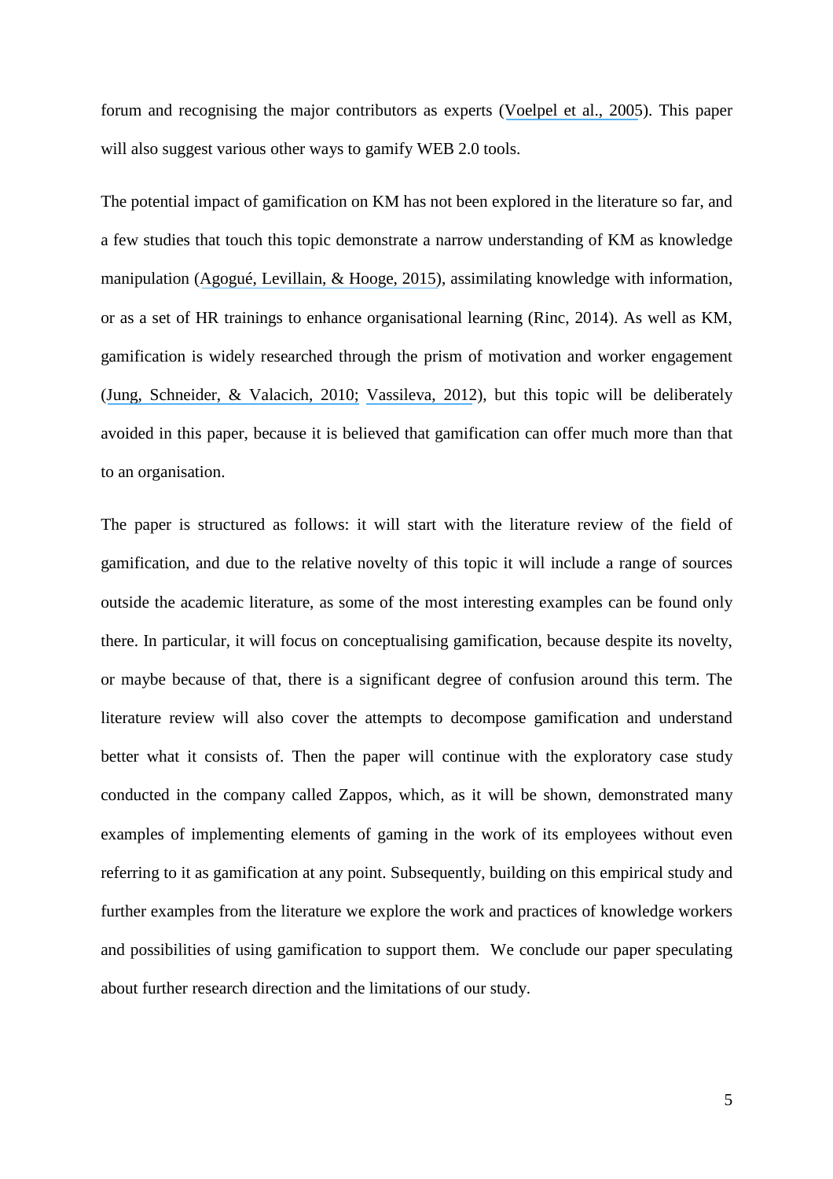forum and recognising the major contributors as experts (Voelpel et al., 2005). This paper will also suggest various other ways to gamify WEB 2.0 tools.

The potential impact of gamification on KM has not been explored in the literature so far, and a few studies that touch this topic demonstrate a narrow understanding of KM as knowledge manipulation (Agogué, Levillain, & Hooge, 2015), assimilating knowledge with information, or as a set of HR trainings to enhance organisational learning (Rinc, 2014). As well as KM, gamification is widely researched through the prism of motivation and worker engagement (Jung, Schneider, & Valacich, 2010; Vassileva, 2012), but this topic will be deliberately avoided in this paper, because it is believed that gamification can offer much more than that to an organisation.

The paper is structured as follows: it will start with the literature review of the field of gamification, and due to the relative novelty of this topic it will include a range of sources outside the academic literature, as some of the most interesting examples can be found only there. In particular, it will focus on conceptualising gamification, because despite its novelty, or maybe because of that, there is a significant degree of confusion around this term. The literature review will also cover the attempts to decompose gamification and understand better what it consists of. Then the paper will continue with the exploratory case study conducted in the company called Zappos, which, as it will be shown, demonstrated many examples of implementing elements of gaming in the work of its employees without even referring to it as gamification at any point. Subsequently, building on this empirical study and further examples from the literature we explore the work and practices of knowledge workers and possibilities of using gamification to support them. We conclude our paper speculating about further research direction and the limitations of our study.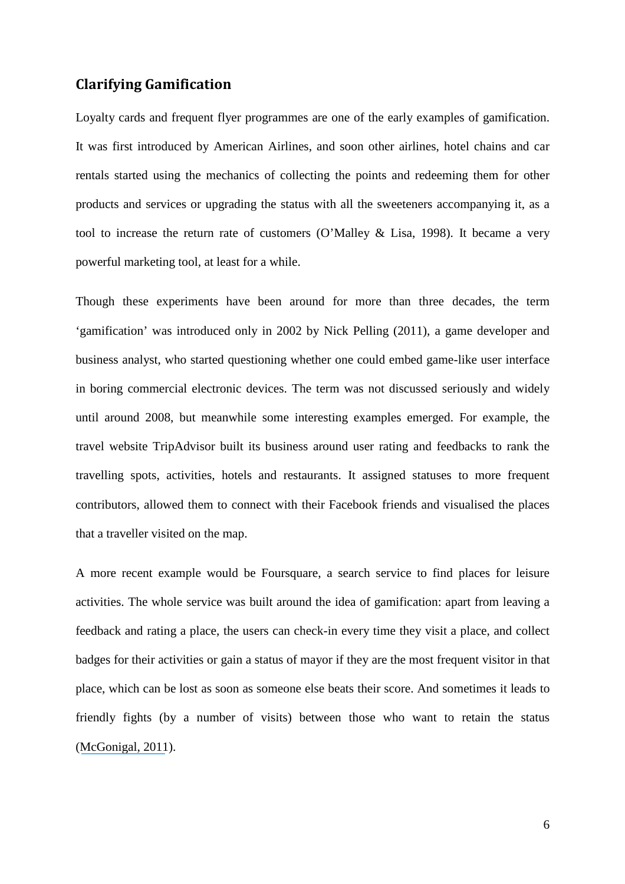## Clarifying Gamification

Loyalty cards and frequent flyer programmes are one of the early examples of gamification. It was first introduced by American Airlines, and soon other airlines, hotel chains and car rentals started using the mechanics of collecting the points and redeeming them for other products and services or upgrading the status with all the sweeteners accompanying it, as a tool to increase the return rate of customers (O'Malley & Lisa, 1998). It became a very powerful marketing tool, at least for a while.

Though these experiments have been around for more than three decades, the term 'gamification' was introduced only in 2002 by Nick Pelling (2011), a game developer and business analyst, who started questioning whether one could embed game-like user interface in boring commercial electronic devices. The term was not discussed seriously and widely until around 2008, but meanwhile some interesting examples emerged. For example, the travel website TripAdvisor built its business around user rating and feedbacks to rank the travelling spots, activities, hotels and restaurants. It assigned statuses to more frequent contributors, allowed them to connect with their Facebook friends and visualised the places that a traveller visited on the map.

A more recent example would be Foursquare, a search service to find places for leisure activities. The whole service was built around the idea of gamification: apart from leaving a feedback and rating a place, the users can check-in every time they visit a place, and collect badges for their activities or gain a status of mayor if they are the most frequent visitor in that place, which can be lost as soon as someone else beats their score. And sometimes it leads to friendly fights (by a number of visits) between those who want to retain the status (McGonigal, 2011).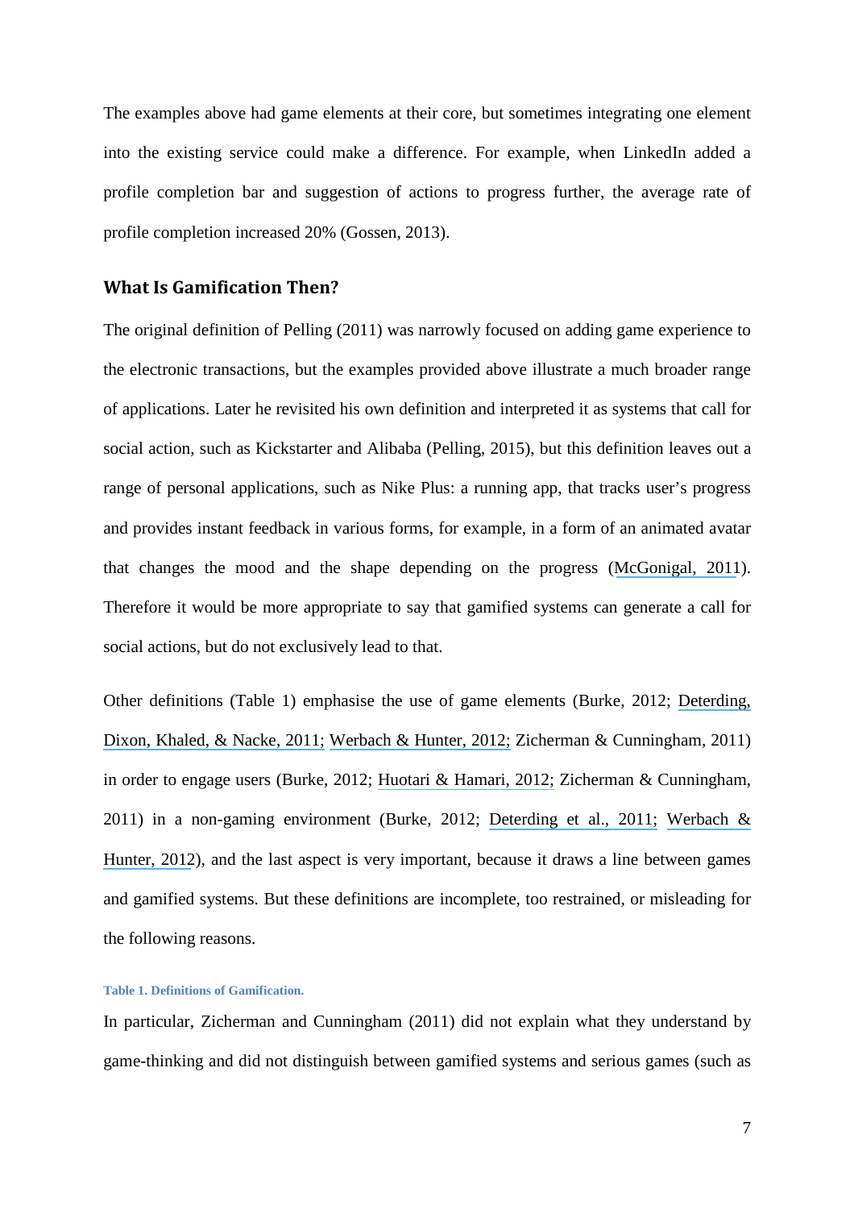The examples above had game elements at their core, but sometimes integrating one element into the existing service could make a difference. For example, when LinkedIn added a profile completion bar and suggestion of actions to progress further, the average rate of profile completion increased 20% (Gossen, 2013).

## What Is Gamification Then?

The original definition of Pelling (2011) was narrowly focused on adding game experience to the electronic transactions, but the examples provided above illustrate a much broader range of applications. Later he revisited his own definition and interpreted it as systems that call for social action, such as Kickstarter and Alibaba (Pelling, 2015), but this definition leaves out a range of personal applications, such as Nike Plus: a running app, that tracks user's progress and provides instant feedback in various forms, for example, in a form of an animated avatar that changes the mood and the shape depending on the progress (McGonigal, 2011). Therefore it would be more appropriate to say that gamified systems can generate a call for social actions, but do not exclusively lead to that.

Other definitions (Table 1) emphasise the use of game elements (Burke, 2012; Deterding, Dixon, Khaled, & Nacke, 2011; Werbach & Hunter, 2012; Zicherman & Cunningham, 2011) in order to engage users (Burke, 2012; Huotari & Hamari, 2012; Zicherman & Cunningham, 2011) in a non-gaming environment (Burke, 2012; Deterding et al., 2011; Werbach & Hunter, 2012), and the last aspect is very important, because it draws a line between games and gamified systems. But these definitions are incomplete, too restrained, or misleading for the following reasons.

**Table 1. Definitions of Gamification.**

In particular, Zicherman and Cunningham (2011) did not explain what they understand by game-thinking and did not distinguish between gamified systems and serious games (such as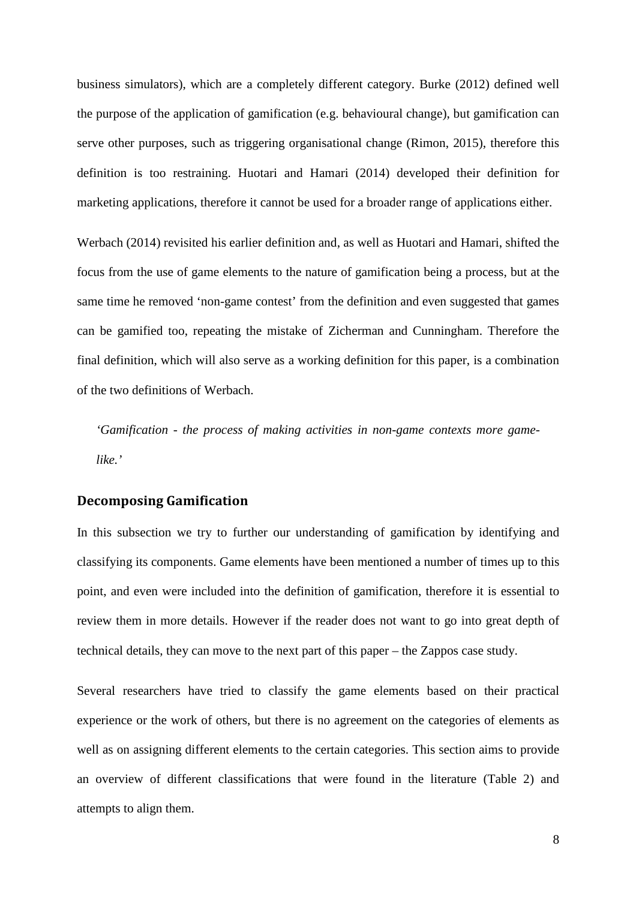business simulators), which are a completely different category. Burke (2012) defined well the purpose of the application of gamification (e.g. behavioural change), but gamification can serve other purposes, such as triggering organisational change (Rimon, 2015), therefore this definition is too restraining. Huotari and Hamari (2014) developed their definition for marketing applications, therefore it cannot be used for a broader range of applications either.

Werbach (2014) revisited his earlier definition and, as well as Huotari and Hamari, shifted the focus from the use of game elements to the nature of gamification being a process, but at the same time he removed 'non-game contest' from the definition and even suggested that games can be gamified too, repeating the mistake of Zicherman and Cunningham. Therefore the final definition, which will also serve as a working definition for this paper, is a combination of the two definitions of Werbach.

> *'Gamification - the process of making activities in non-game contexts more game-like.'*

## Decomposing Gamification

In this subsection we try to further our understanding of gamification by identifying and classifying its components. Game elements have been mentioned a number of times up to this point, and even were included into the definition of gamification, therefore it is essential to review them in more details. However if the reader does not want to go into great depth of technical details, they can move to the next part of this paper – the Zappos case study.

Several researchers have tried to classify the game elements based on their practical experience or the work of others, but there is no agreement on the categories of elements as well as on assigning different elements to the certain categories. This section aims to provide an overview of different classifications that were found in the literature (Table 2) and attempts to align them.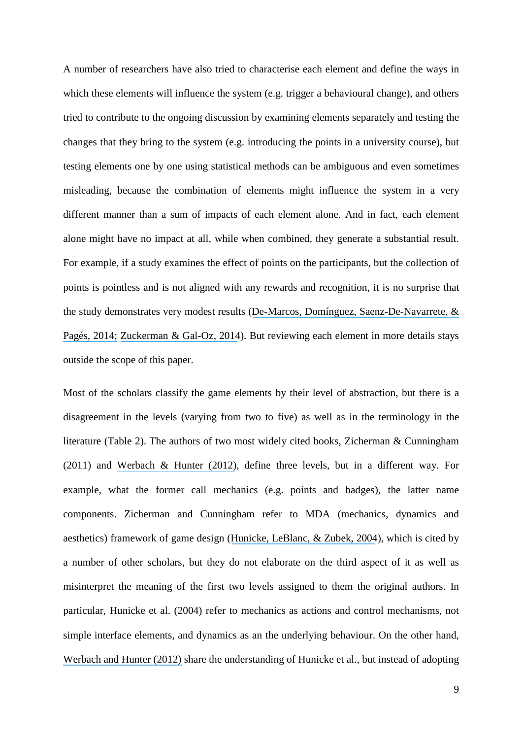A number of researchers have also tried to characterise each element and define the ways in which these elements will influence the system (e.g. trigger a behavioural change), and others tried to contribute to the ongoing discussion by examining elements separately and testing the changes that they bring to the system (e.g. introducing the points in a university course), but testing elements one by one using statistical methods can be ambiguous and even sometimes misleading, because the combination of elements might influence the system in a very different manner than a sum of impacts of each element alone. And in fact, each element alone might have no impact at all, while when combined, they generate a substantial result. For example, if a study examines the effect of points on the participants, but the collection of points is pointless and is not aligned with any rewards and recognition, it is no surprise that the study demonstrates very modest results (De-Marcos, Domínguez, Saenz-De-Navarrete, & Pagés, 2014; Zuckerman & Gal-Oz, 2014). But reviewing each element in more details stays outside the scope of this paper.

Most of the scholars classify the game elements by their level of abstraction, but there is a disagreement in the levels (varying from two to five) as well as in the terminology in the literature (Table 2). The authors of two most widely cited books, Zicherman & Cunningham (2011) and Werbach & Hunter (2012), define three levels, but in a different way. For example, what the former call mechanics (e.g. points and badges), the latter name components. Zicherman and Cunningham refer to MDA (mechanics, dynamics and aesthetics) framework of game design (Hunicke, LeBlanc, & Zubek, 2004), which is cited by a number of other scholars, but they do not elaborate on the third aspect of it as well as misinterpret the meaning of the first two levels assigned to them the original authors. In particular, Hunicke et al. (2004) refer to mechanics as actions and control mechanisms, not simple interface elements, and dynamics as an the underlying behaviour. On the other hand, Werbach and Hunter (2012) share the understanding of Hunicke et al., but instead of adopting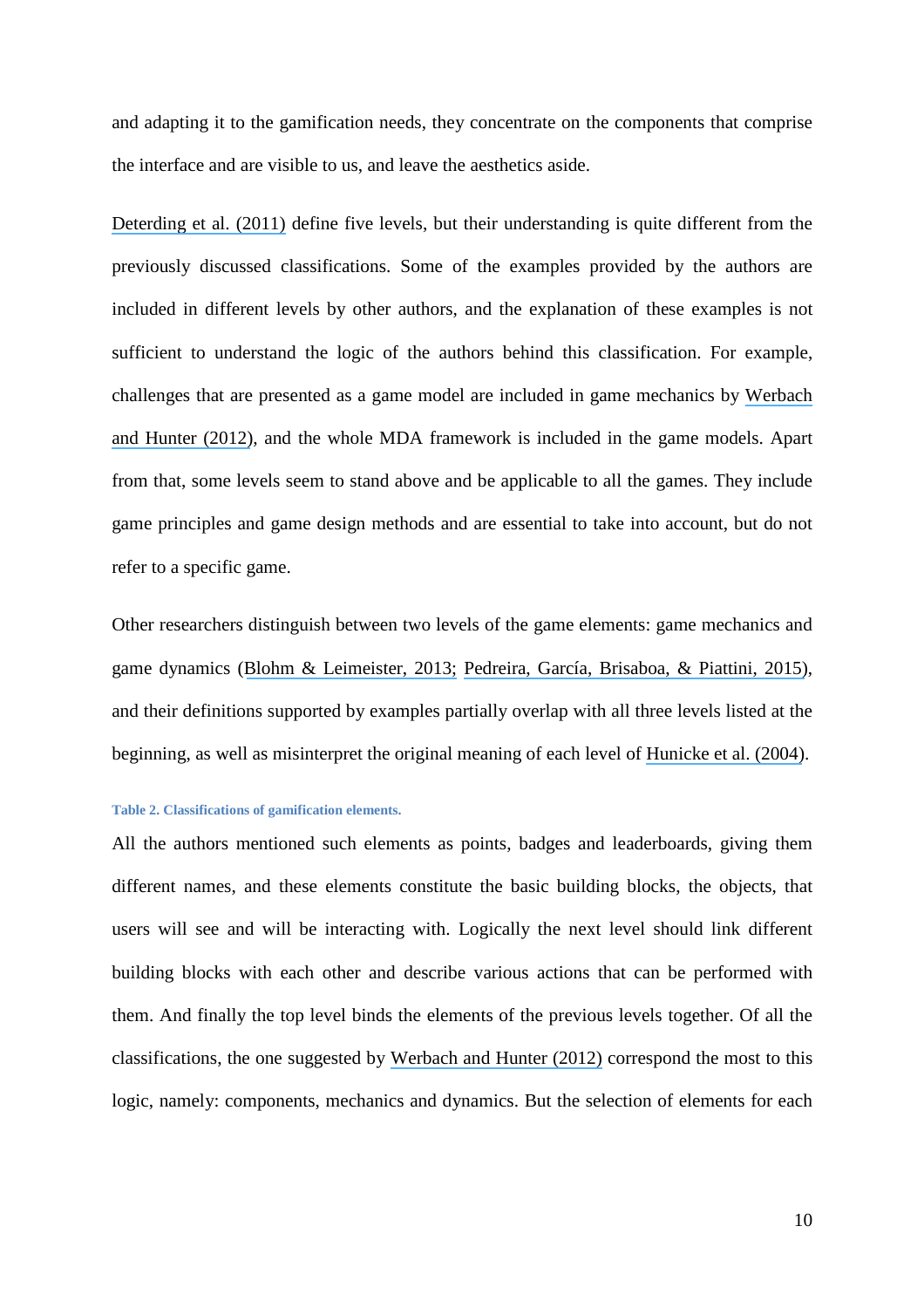and adapting it to the gamification needs, they concentrate on the components that comprise the interface and are visible to us, and leave the aesthetics aside.

Deterding et al. (2011) define five levels, but their understanding is quite different from the previously discussed classifications. Some of the examples provided by the authors are included in different levels by other authors, and the explanation of these examples is not sufficient to understand the logic of the authors behind this classification. For example, challenges that are presented as a game model are included in game mechanics by Werbach and Hunter (2012), and the whole MDA framework is included in the game models. Apart from that, some levels seem to stand above and be applicable to all the games. They include game principles and game design methods and are essential to take into account, but do not refer to a specific game.

Other researchers distinguish between two levels of the game elements: game mechanics and game dynamics (Blohm & Leimeister, 2013; Pedreira, García, Brisaboa, & Piattini, 2015), and their definitions supported by examples partially overlap with all three levels listed at the beginning, as well as misinterpret the original meaning of each level of Hunicke et al. (2004).

**Table 2. Classifications of gamification elements.**

All the authors mentioned such elements as points, badges and leaderboards, giving them different names, and these elements constitute the basic building blocks, the objects, that users will see and will be interacting with. Logically the next level should link different building blocks with each other and describe various actions that can be performed with them. And finally the top level binds the elements of the previous levels together. Of all the classifications, the one suggested by Werbach and Hunter (2012) correspond the most to this logic, namely: components, mechanics and dynamics. But the selection of elements for each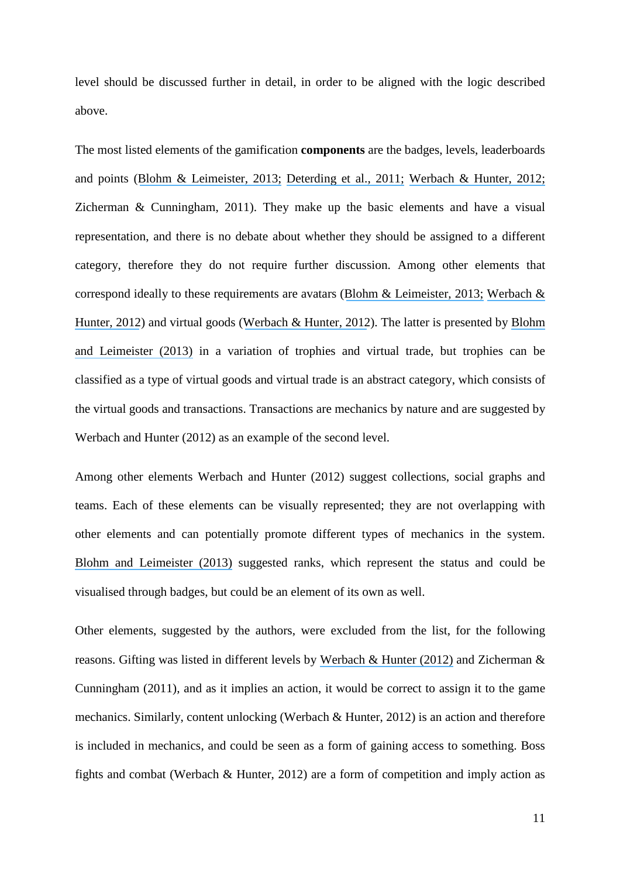level should be discussed further in detail, in order to be aligned with the logic described above.

The most listed elements of the gamification **components** are the badges, levels, leaderboards and points (Blohm & Leimeister, 2013; Deterding et al., 2011; Werbach & Hunter, 2012; Zicherman & Cunningham, 2011). They make up the basic elements and have a visual representation, and there is no debate about whether they should be assigned to a different category, therefore they do not require further discussion. Among other elements that correspond ideally to these requirements are avatars (Blohm & Leimeister, 2013; Werbach & Hunter, 2012) and virtual goods (Werbach & Hunter, 2012). The latter is presented by Blohm and Leimeister (2013) in a variation of trophies and virtual trade, but trophies can be classified as a type of virtual goods and virtual trade is an abstract category, which consists of the virtual goods and transactions. Transactions are mechanics by nature and are suggested by Werbach and Hunter (2012) as an example of the second level.

Among other elements Werbach and Hunter (2012) suggest collections, social graphs and teams. Each of these elements can be visually represented; they are not overlapping with other elements and can potentially promote different types of mechanics in the system. Blohm and Leimeister (2013) suggested ranks, which represent the status and could be visualised through badges, but could be an element of its own as well.

Other elements, suggested by the authors, were excluded from the list, for the following reasons. Gifting was listed in different levels by Werbach & Hunter (2012) and Zicherman & Cunningham (2011), and as it implies an action, it would be correct to assign it to the game mechanics. Similarly, content unlocking (Werbach & Hunter, 2012) is an action and therefore is included in mechanics, and could be seen as a form of gaining access to something. Boss fights and combat (Werbach & Hunter, 2012) are a form of competition and imply action as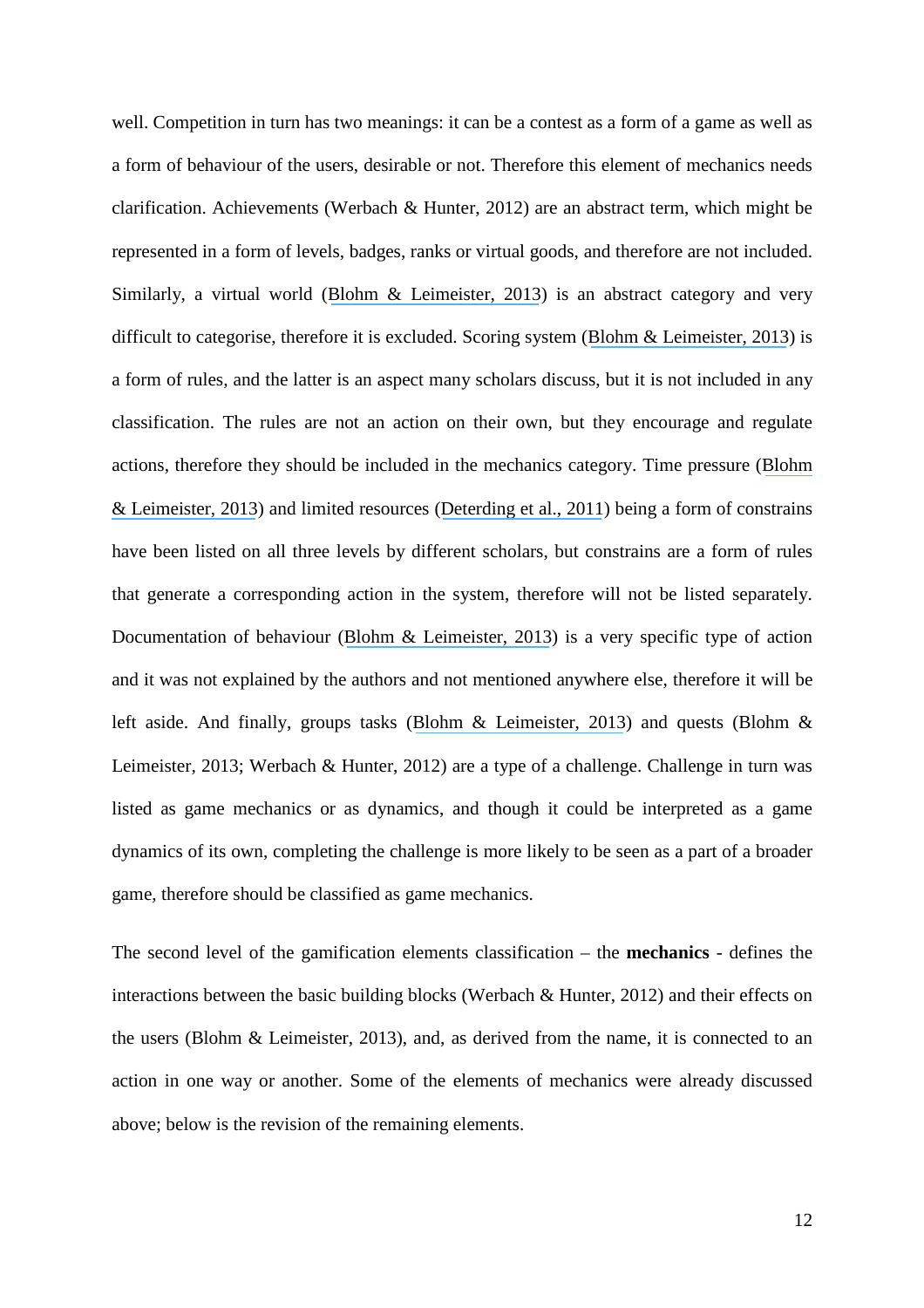well. Competition in turn has two meanings: it can be a contest as a form of a game as well as a form of behaviour of the users, desirable or not. Therefore this element of mechanics needs clarification. Achievements (Werbach & Hunter, 2012) are an abstract term, which might be represented in a form of levels, badges, ranks or virtual goods, and therefore are not included. Similarly, a virtual world (Blohm & Leimeister, 2013) is an abstract category and very difficult to categorise, therefore it is excluded. Scoring system (Blohm & Leimeister, 2013) is a form of rules, and the latter is an aspect many scholars discuss, but it is not included in any classification. The rules are not an action on their own, but they encourage and regulate actions, therefore they should be included in the mechanics category. Time pressure (Blohm & Leimeister, 2013) and limited resources (Deterding et al., 2011) being a form of constrains have been listed on all three levels by different scholars, but constrains are a form of rules that generate a corresponding action in the system, therefore will not be listed separately. Documentation of behaviour (Blohm & Leimeister, 2013) is a very specific type of action and it was not explained by the authors and not mentioned anywhere else, therefore it will be left aside. And finally, groups tasks (Blohm & Leimeister, 2013) and quests (Blohm & Leimeister, 2013; Werbach & Hunter, 2012) are a type of a challenge. Challenge in turn was listed as game mechanics or as dynamics, and though it could be interpreted as a game dynamics of its own, completing the challenge is more likely to be seen as a part of a broader game, therefore should be classified as game mechanics.

The second level of the gamification elements classification – the **mechanics** - defines the interactions between the basic building blocks (Werbach & Hunter, 2012) and their effects on the users (Blohm & Leimeister, 2013), and, as derived from the name, it is connected to an action in one way or another. Some of the elements of mechanics were already discussed above; below is the revision of the remaining elements.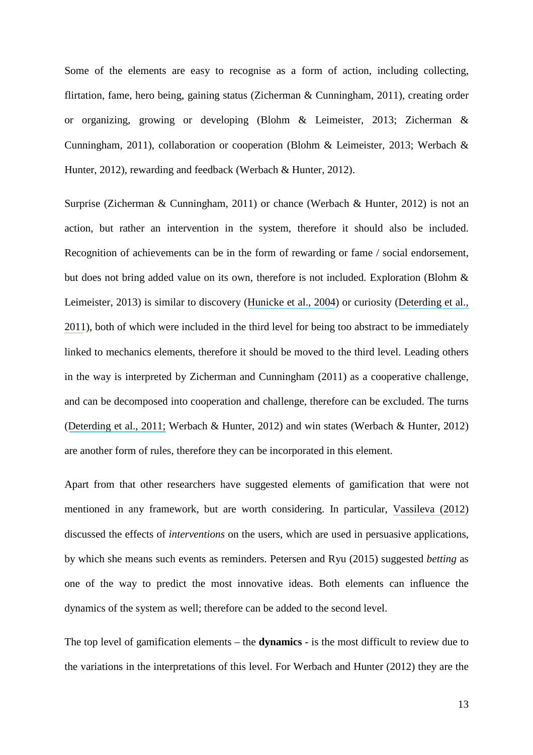Some of the elements are easy to recognise as a form of action, including collecting, flirtation, fame, hero being, gaining status (Zicherman & Cunningham, 2011), creating order or organizing, growing or developing (Blohm & Leimeister, 2013; Zicherman & Cunningham, 2011), collaboration or cooperation (Blohm & Leimeister, 2013; Werbach & Hunter, 2012), rewarding and feedback (Werbach & Hunter, 2012).

Surprise (Zicherman & Cunningham, 2011) or chance (Werbach & Hunter, 2012) is not an action, but rather an intervention in the system, therefore it should also be included. Recognition of achievements can be in the form of rewarding or fame / social endorsement, but does not bring added value on its own, therefore is not included. Exploration (Blohm & Leimeister, 2013) is similar to discovery (Hunicke et al., 2004) or curiosity (Deterding et al., 2011), both of which were included in the third level for being too abstract to be immediately linked to mechanics elements, therefore it should be moved to the third level. Leading others in the way is interpreted by Zicherman and Cunningham (2011) as a cooperative challenge, and can be decomposed into cooperation and challenge, therefore can be excluded. The turns (Deterding et al., 2011; Werbach & Hunter, 2012) and win states (Werbach & Hunter, 2012) are another form of rules, therefore they can be incorporated in this element.

Apart from that other researchers have suggested elements of gamification that were not mentioned in any framework, but are worth considering. In particular, Vassileva (2012) discussed the effects of *interventions* on the users, which are used in persuasive applications, by which she means such events as reminders. Petersen and Ryu (2015) suggested *betting* as one of the way to predict the most innovative ideas. Both elements can influence the dynamics of the system as well; therefore can be added to the second level.

The top level of gamification elements – the **dynamics** - is the most difficult to review due to the variations in the interpretations of this level. For Werbach and Hunter (2012) they are the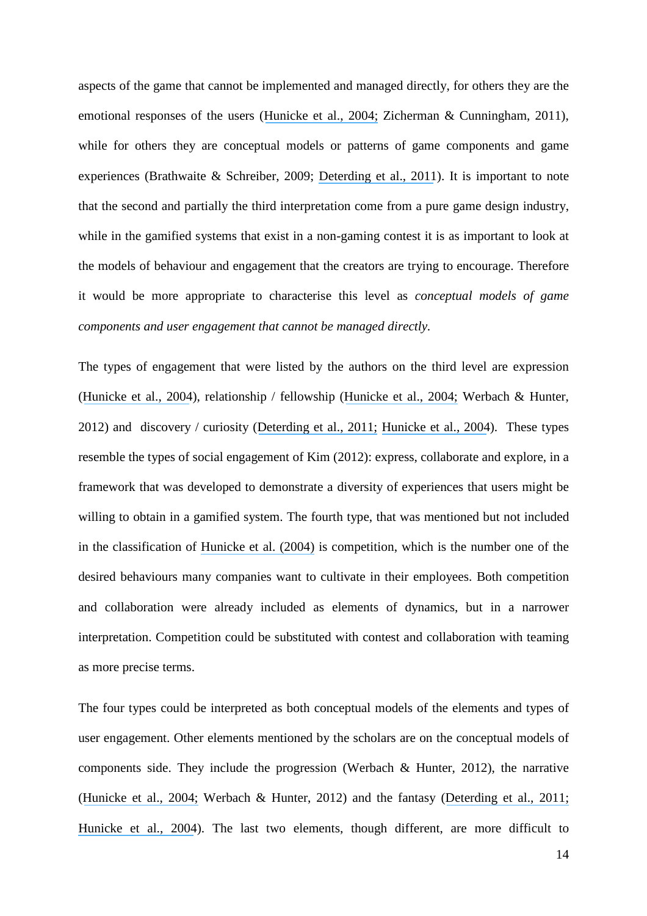aspects of the game that cannot be implemented and managed directly, for others they are the emotional responses of the users (Hunicke et al., 2004; Zicherman & Cunningham, 2011), while for others they are conceptual models or patterns of game components and game experiences (Brathwaite & Schreiber, 2009; Deterding et al., 2011). It is important to note that the second and partially the third interpretation come from a pure game design industry, while in the gamified systems that exist in a non-gaming contest it is as important to look at the models of behaviour and engagement that the creators are trying to encourage. Therefore it would be more appropriate to characterise this level as *conceptual models of game components and user engagement that cannot be managed directly.*

The types of engagement that were listed by the authors on the third level are expression (Hunicke et al., 2004), relationship / fellowship (Hunicke et al., 2004; Werbach & Hunter, 2012) and discovery / curiosity (Deterding et al., 2011; Hunicke et al., 2004). These types resemble the types of social engagement of Kim (2012): express, collaborate and explore, in a framework that was developed to demonstrate a diversity of experiences that users might be willing to obtain in a gamified system. The fourth type, that was mentioned but not included in the classification of Hunicke et al. (2004) is competition, which is the number one of the desired behaviours many companies want to cultivate in their employees. Both competition and collaboration were already included as elements of dynamics, but in a narrower interpretation. Competition could be substituted with contest and collaboration with teaming as more precise terms.

The four types could be interpreted as both conceptual models of the elements and types of user engagement. Other elements mentioned by the scholars are on the conceptual models of components side. They include the progression (Werbach & Hunter, 2012), the narrative (Hunicke et al., 2004; Werbach & Hunter, 2012) and the fantasy (Deterding et al., 2011; Hunicke et al., 2004). The last two elements, though different, are more difficult to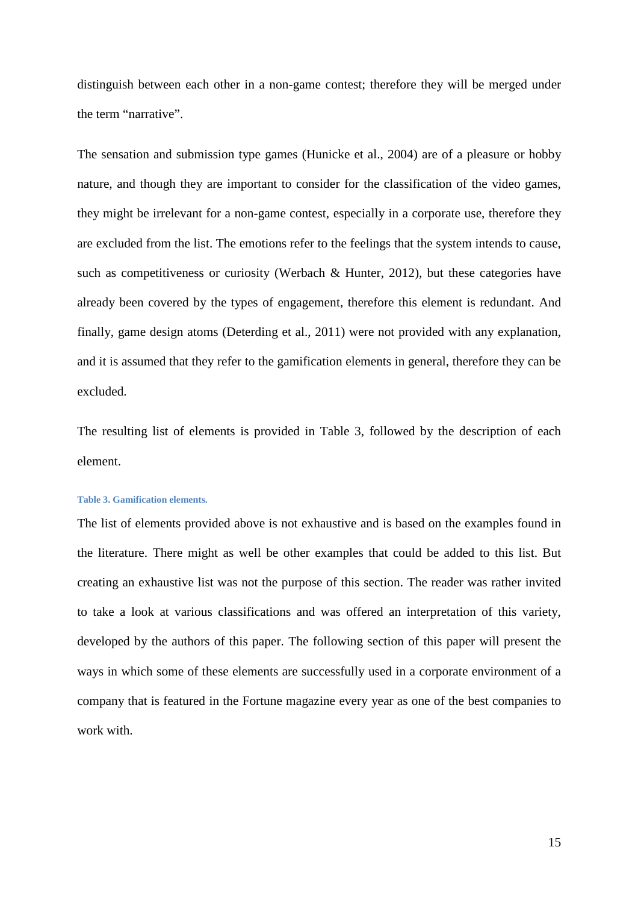distinguish between each other in a non-game contest; therefore they will be merged under the term “narrative”.

The sensation and submission type games (Hunicke et al., 2004) are of a pleasure or hobby nature, and though they are important to consider for the classification of the video games, they might be irrelevant for a non-game contest, especially in a corporate use, therefore they are excluded from the list. The emotions refer to the feelings that the system intends to cause, such as competitiveness or curiosity (Werbach & Hunter, 2012), but these categories have already been covered by the types of engagement, therefore this element is redundant. And finally, game design atoms (Deterding et al., 2011) were not provided with any explanation, and it is assumed that they refer to the gamification elements in general, therefore they can be excluded.

The resulting list of elements is provided in Table 3, followed by the description of each element.

**Table 3. Gamification elements.**

The list of elements provided above is not exhaustive and is based on the examples found in the literature. There might as well be other examples that could be added to this list. But creating an exhaustive list was not the purpose of this section. The reader was rather invited to take a look at various classifications and was offered an interpretation of this variety, developed by the authors of this paper. The following section of this paper will present the ways in which some of these elements are successfully used in a corporate environment of a company that is featured in the Fortune magazine every year as one of the best companies to work with.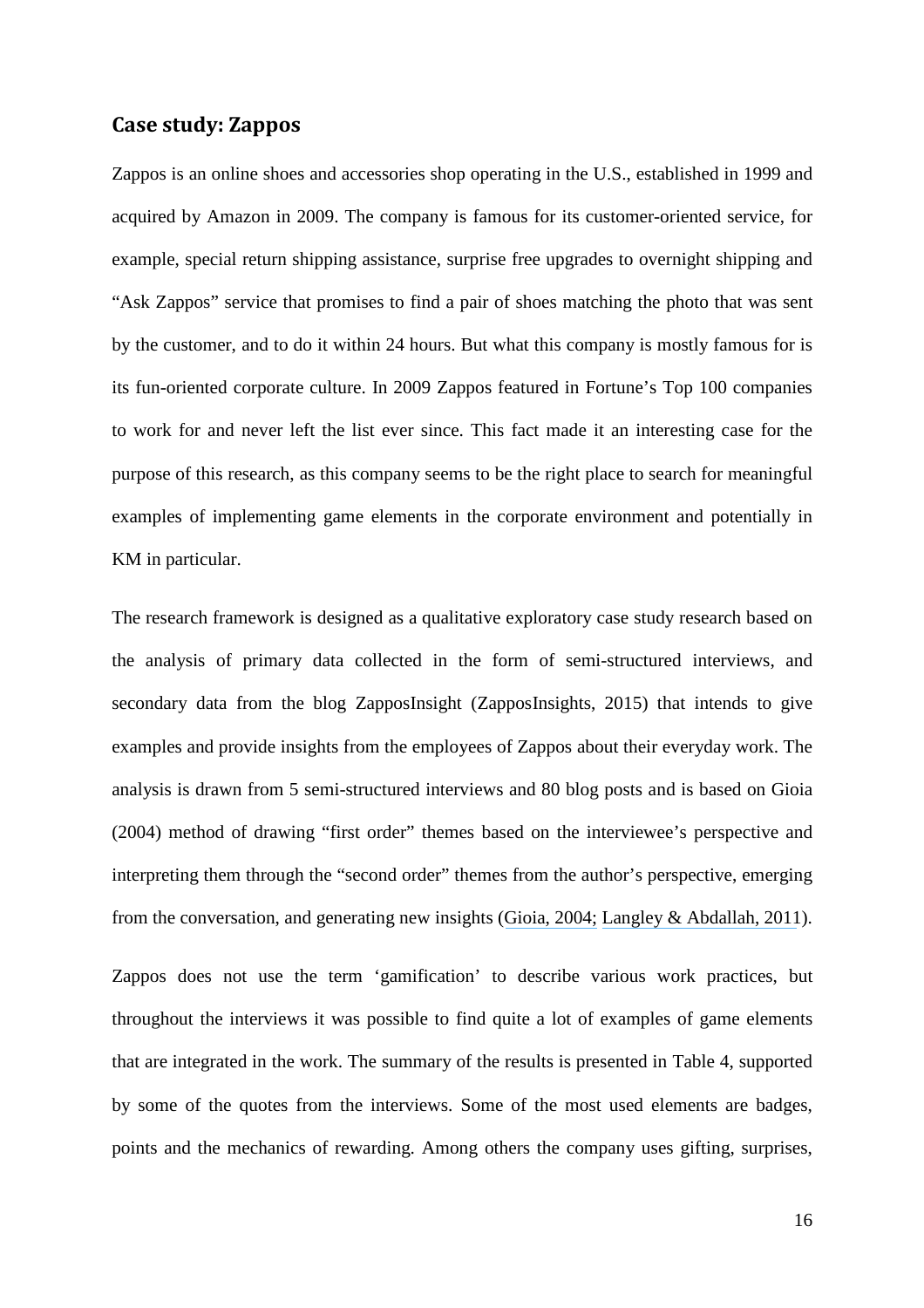## Case study: Zappos

Zappos is an online shoes and accessories shop operating in the U.S., established in 1999 and acquired by Amazon in 2009. The company is famous for its customer-oriented service, for example, special return shipping assistance, surprise free upgrades to overnight shipping and "Ask Zappos" service that promises to find a pair of shoes matching the photo that was sent by the customer, and to do it within 24 hours. But what this company is mostly famous for is its fun-oriented corporate culture. In 2009 Zappos featured in Fortune's Top 100 companies to work for and never left the list ever since. This fact made it an interesting case for the purpose of this research, as this company seems to be the right place to search for meaningful examples of implementing game elements in the corporate environment and potentially in KM in particular.

The research framework is designed as a qualitative exploratory case study research based on the analysis of primary data collected in the form of semi-structured interviews, and secondary data from the blog ZapposInsight (ZapposInsights, 2015) that intends to give examples and provide insights from the employees of Zappos about their everyday work. The analysis is drawn from 5 semi-structured interviews and 80 blog posts and is based on Gioia (2004) method of drawing "first order" themes based on the interviewee's perspective and interpreting them through the "second order" themes from the author's perspective, emerging from the conversation, and generating new insights (Gioia, 2004; Langley & Abdallah, 2011).

Zappos does not use the term 'gamification' to describe various work practices, but throughout the interviews it was possible to find quite a lot of examples of game elements that are integrated in the work. The summary of the results is presented in Table 4, supported by some of the quotes from the interviews. Some of the most used elements are badges, points and the mechanics of rewarding. Among others the company uses gifting, surprises,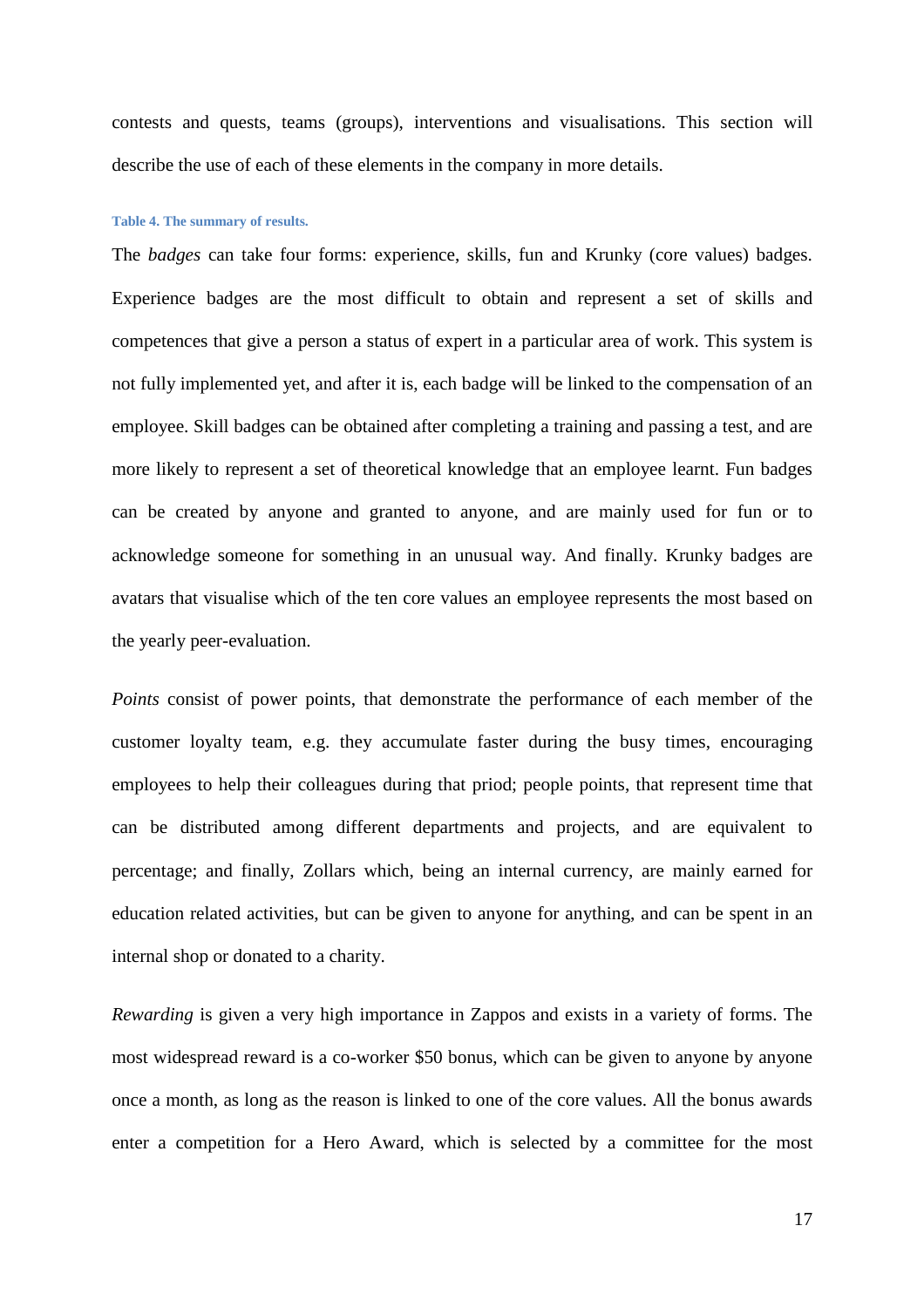contests and quests, teams (groups), interventions and visualisations. This section will describe the use of each of these elements in the company in more details.

**Table 4. The summary of results.**

The *badges* can take four forms: experience, skills, fun and Krunky (core values) badges. Experience badges are the most difficult to obtain and represent a set of skills and competences that give a person a status of expert in a particular area of work. This system is not fully implemented yet, and after it is, each badge will be linked to the compensation of an employee. Skill badges can be obtained after completing a training and passing a test, and are more likely to represent a set of theoretical knowledge that an employee learnt. Fun badges can be created by anyone and granted to anyone, and are mainly used for fun or to acknowledge someone for something in an unusual way. And finally. Krunky badges are avatars that visualise which of the ten core values an employee represents the most based on the yearly peer-evaluation.

*Points* consist of power points, that demonstrate the performance of each member of the customer loyalty team, e.g. they accumulate faster during the busy times, encouraging employees to help their colleagues during that priod; people points, that represent time that can be distributed among different departments and projects, and are equivalent to percentage; and finally, Zollars which, being an internal currency, are mainly earned for education related activities, but can be given to anyone for anything, and can be spent in an internal shop or donated to a charity.

*Rewarding* is given a very high importance in Zappos and exists in a variety of forms. The most widespread reward is a co-worker $50 bonus, which can be given to anyone by anyone once a month, as long as the reason is linked to one of the core values. All the bonus awards enter a competition for a Hero Award, which is selected by a committee for the most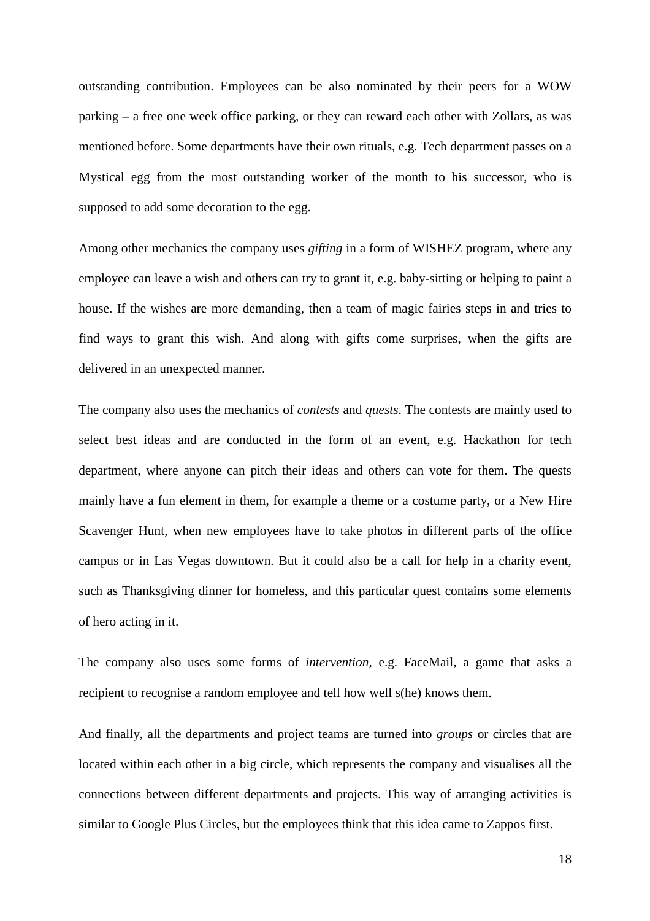outstanding contribution. Employees can be also nominated by their peers for a WOW parking – a free one week office parking, or they can reward each other with Zollars, as was mentioned before. Some departments have their own rituals, e.g. Tech department passes on a Mystical egg from the most outstanding worker of the month to his successor, who is supposed to add some decoration to the egg.

Among other mechanics the company uses *gifting* in a form of WISHEZ program, where any employee can leave a wish and others can try to grant it, e.g. baby-sitting or helping to paint a house. If the wishes are more demanding, then a team of magic fairies steps in and tries to find ways to grant this wish. And along with gifts come surprises, when the gifts are delivered in an unexpected manner.

The company also uses the mechanics of *contests* and *quests*. The contests are mainly used to select best ideas and are conducted in the form of an event, e.g. Hackathon for tech department, where anyone can pitch their ideas and others can vote for them. The quests mainly have a fun element in them, for example a theme or a costume party, or a New Hire Scavenger Hunt, when new employees have to take photos in different parts of the office campus or in Las Vegas downtown. But it could also be a call for help in a charity event, such as Thanksgiving dinner for homeless, and this particular quest contains some elements of hero acting in it.

The company also uses some forms of *intervention*, e.g. FaceMail, a game that asks a recipient to recognise a random employee and tell how well s(he) knows them.

And finally, all the departments and project teams are turned into *groups* or circles that are located within each other in a big circle, which represents the company and visualises all the connections between different departments and projects. This way of arranging activities is similar to Google Plus Circles, but the employees think that this idea came to Zappos first.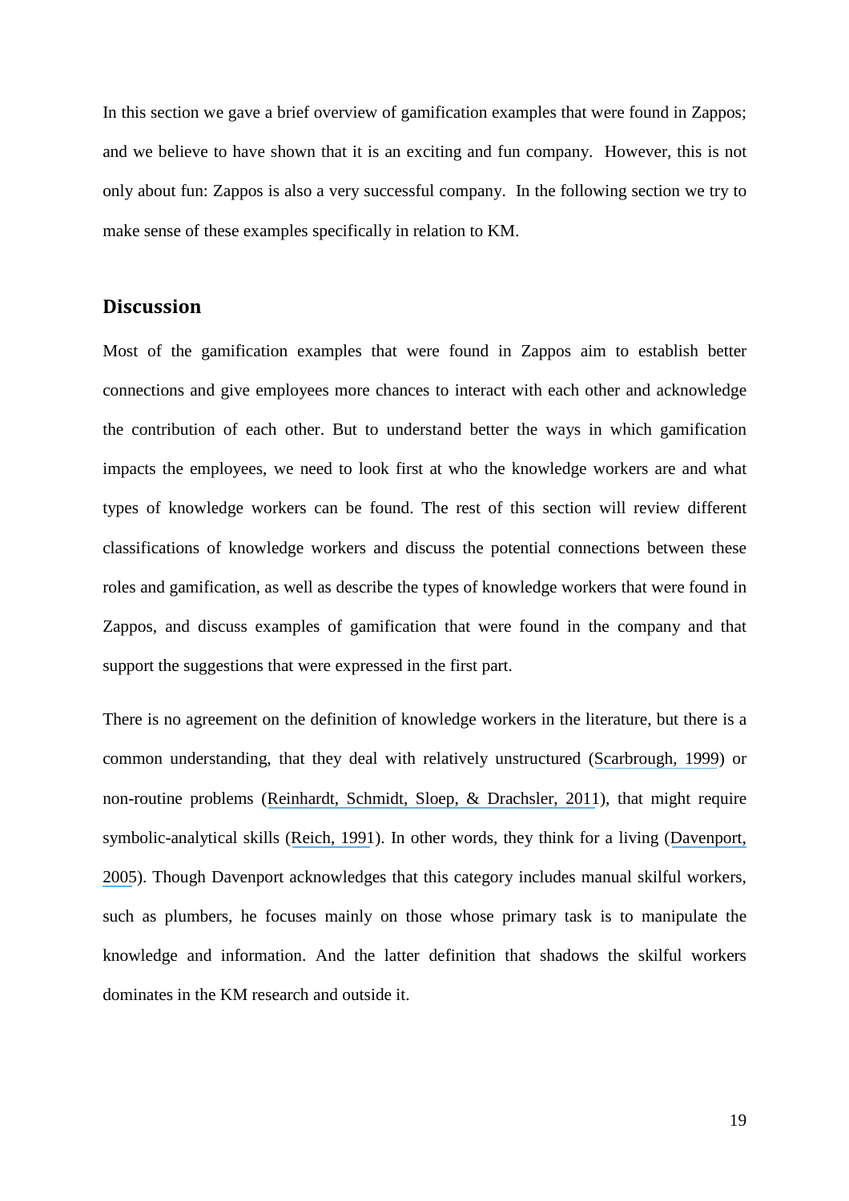In this section we gave a brief overview of gamification examples that were found in Zappos; and we believe to have shown that it is an exciting and fun company. However, this is not only about fun: Zappos is also a very successful company. In the following section we try to make sense of these examples specifically in relation to KM.

## Discussion

Most of the gamification examples that were found in Zappos aim to establish better connections and give employees more chances to interact with each other and acknowledge the contribution of each other. But to understand better the ways in which gamification impacts the employees, we need to look first at who the knowledge workers are and what types of knowledge workers can be found. The rest of this section will review different classifications of knowledge workers and discuss the potential connections between these roles and gamification, as well as describe the types of knowledge workers that were found in Zappos, and discuss examples of gamification that were found in the company and that support the suggestions that were expressed in the first part.

There is no agreement on the definition of knowledge workers in the literature, but there is a common understanding, that they deal with relatively unstructured (Scarbrough, 1999) or non-routine problems (Reinhardt, Schmidt, Sloep, & Drachsler, 2011), that might require symbolic-analytical skills (Reich, 1991). In other words, they think for a living (Davenport, 2005). Though Davenport acknowledges that this category includes manual skilful workers, such as plumbers, he focuses mainly on those whose primary task is to manipulate the knowledge and information. And the latter definition that shadows the skilful workers dominates in the KM research and outside it.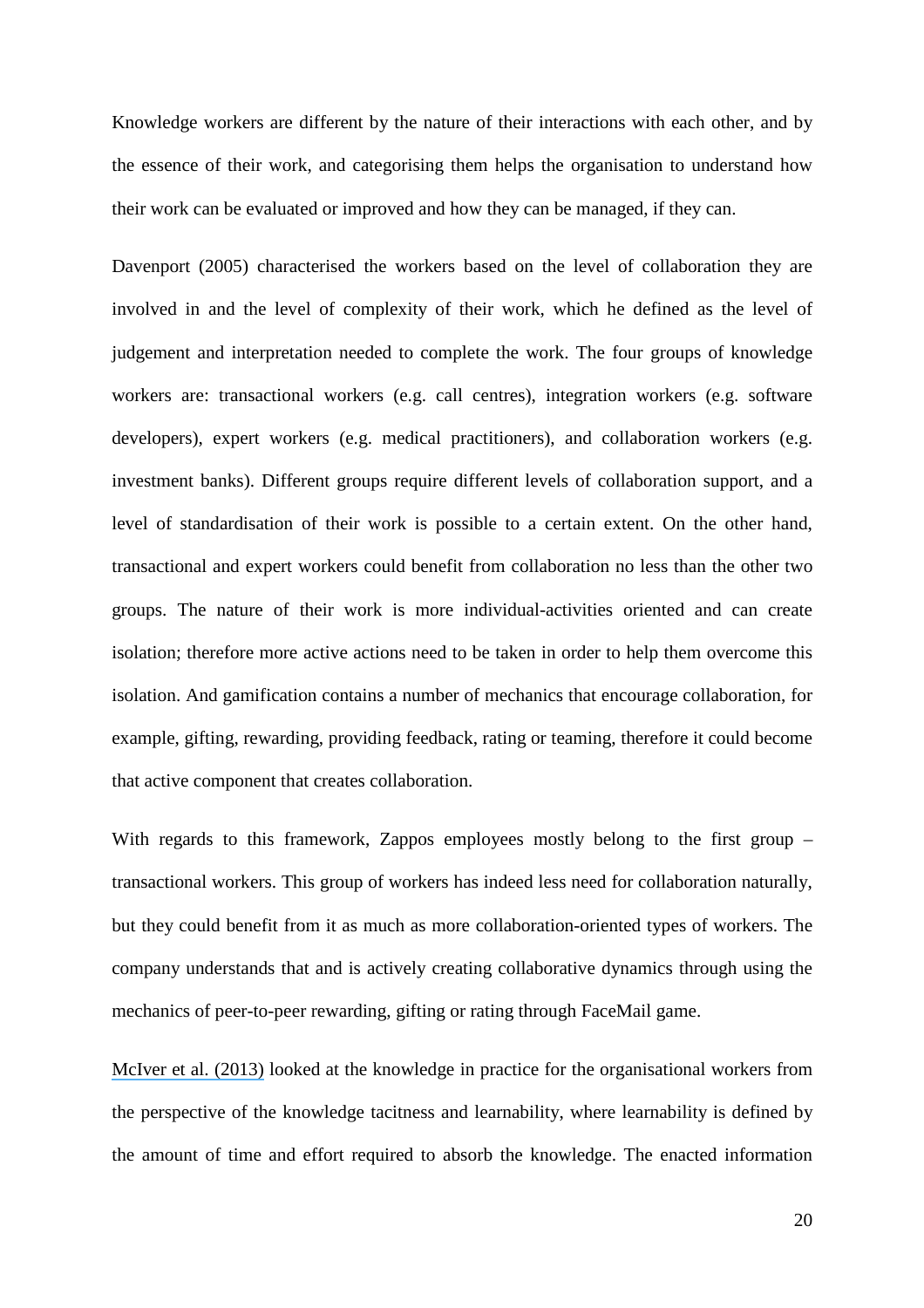Knowledge workers are different by the nature of their interactions with each other, and by the essence of their work, and categorising them helps the organisation to understand how their work can be evaluated or improved and how they can be managed, if they can.

Davenport (2005) characterised the workers based on the level of collaboration they are involved in and the level of complexity of their work, which he defined as the level of judgement and interpretation needed to complete the work. The four groups of knowledge workers are: transactional workers (e.g. call centres), integration workers (e.g. software developers), expert workers (e.g. medical practitioners), and collaboration workers (e.g. investment banks). Different groups require different levels of collaboration support, and a level of standardisation of their work is possible to a certain extent. On the other hand, transactional and expert workers could benefit from collaboration no less than the other two groups. The nature of their work is more individual-activities oriented and can create isolation; therefore more active actions need to be taken in order to help them overcome this isolation. And gamification contains a number of mechanics that encourage collaboration, for example, gifting, rewarding, providing feedback, rating or teaming, therefore it could become that active component that creates collaboration.

With regards to this framework, Zappos employees mostly belong to the first group – transactional workers. This group of workers has indeed less need for collaboration naturally, but they could benefit from it as much as more collaboration-oriented types of workers. The company understands that and is actively creating collaborative dynamics through using the mechanics of peer-to-peer rewarding, gifting or rating through FaceMail game.

McIver et al. (2013) looked at the knowledge in practice for the organisational workers from the perspective of the knowledge tacitness and learnability, where learnability is defined by the amount of time and effort required to absorb the knowledge. The enacted information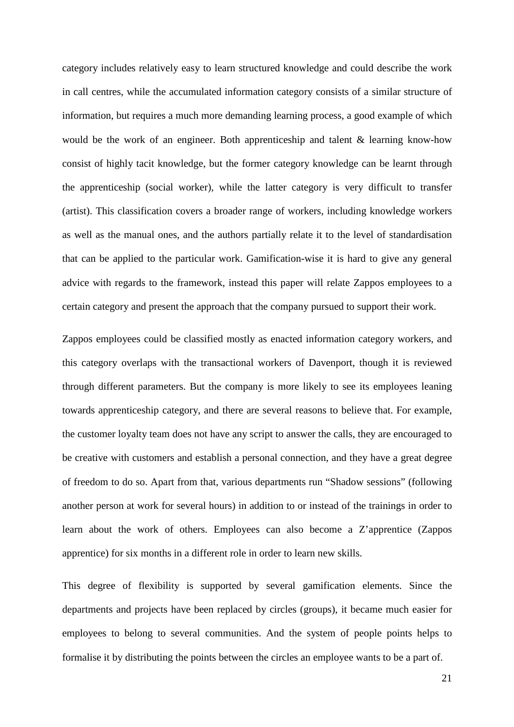category includes relatively easy to learn structured knowledge and could describe the work in call centres, while the accumulated information category consists of a similar structure of information, but requires a much more demanding learning process, a good example of which would be the work of an engineer. Both apprenticeship and talent & learning know-how consist of highly tacit knowledge, but the former category knowledge can be learnt through the apprenticeship (social worker), while the latter category is very difficult to transfer (artist). This classification covers a broader range of workers, including knowledge workers as well as the manual ones, and the authors partially relate it to the level of standardisation that can be applied to the particular work. Gamification-wise it is hard to give any general advice with regards to the framework, instead this paper will relate Zappos employees to a certain category and present the approach that the company pursued to support their work.

Zappos employees could be classified mostly as enacted information category workers, and this category overlaps with the transactional workers of Davenport, though it is reviewed through different parameters. But the company is more likely to see its employees leaning towards apprenticeship category, and there are several reasons to believe that. For example, the customer loyalty team does not have any script to answer the calls, they are encouraged to be creative with customers and establish a personal connection, and they have a great degree of freedom to do so. Apart from that, various departments run "Shadow sessions" (following another person at work for several hours) in addition to or instead of the trainings in order to learn about the work of others. Employees can also become a Z'apprentice (Zappos apprentice) for six months in a different role in order to learn new skills.

This degree of flexibility is supported by several gamification elements. Since the departments and projects have been replaced by circles (groups), it became much easier for employees to belong to several communities. And the system of people points helps to formalise it by distributing the points between the circles an employee wants to be a part of.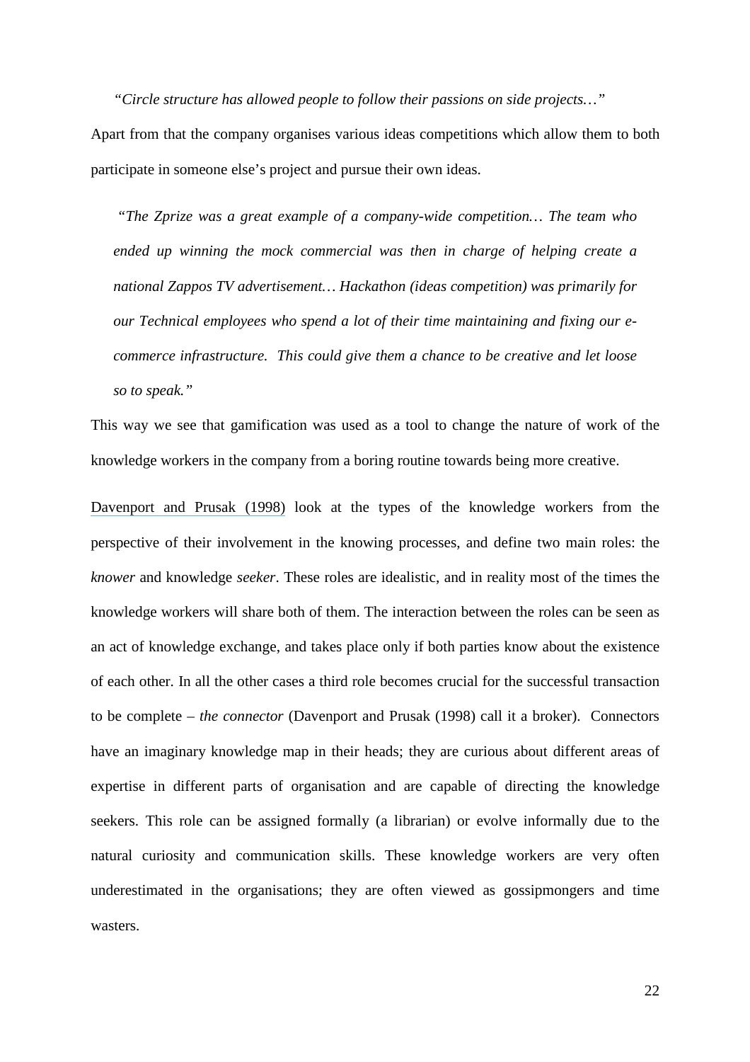> *"Circle structure has allowed people to follow their passions on side projects…"*

Apart from that the company organises various ideas competitions which allow them to both participate in someone else's project and pursue their own ideas.

> *"The Zprize was a great example of a company-wide competition… The team who ended up winning the mock commercial was then in charge of helping create a national Zappos TV advertisement… Hackathon (ideas competition) was primarily for our Technical employees who spend a lot of their time maintaining and fixing our e-commerce infrastructure. This could give them a chance to be creative and let loose so to speak."*

This way we see that gamification was used as a tool to change the nature of work of the knowledge workers in the company from a boring routine towards being more creative.

Davenport and Prusak (1998) look at the types of the knowledge workers from the perspective of their involvement in the knowing processes, and define two main roles: the *knower* and knowledge *seeker*. These roles are idealistic, and in reality most of the times the knowledge workers will share both of them. The interaction between the roles can be seen as an act of knowledge exchange, and takes place only if both parties know about the existence of each other. In all the other cases a third role becomes crucial for the successful transaction to be complete – *the connector* (Davenport and Prusak (1998) call it a broker). Connectors have an imaginary knowledge map in their heads; they are curious about different areas of expertise in different parts of organisation and are capable of directing the knowledge seekers. This role can be assigned formally (a librarian) or evolve informally due to the natural curiosity and communication skills. These knowledge workers are very often underestimated in the organisations; they are often viewed as gossipmongers and time wasters.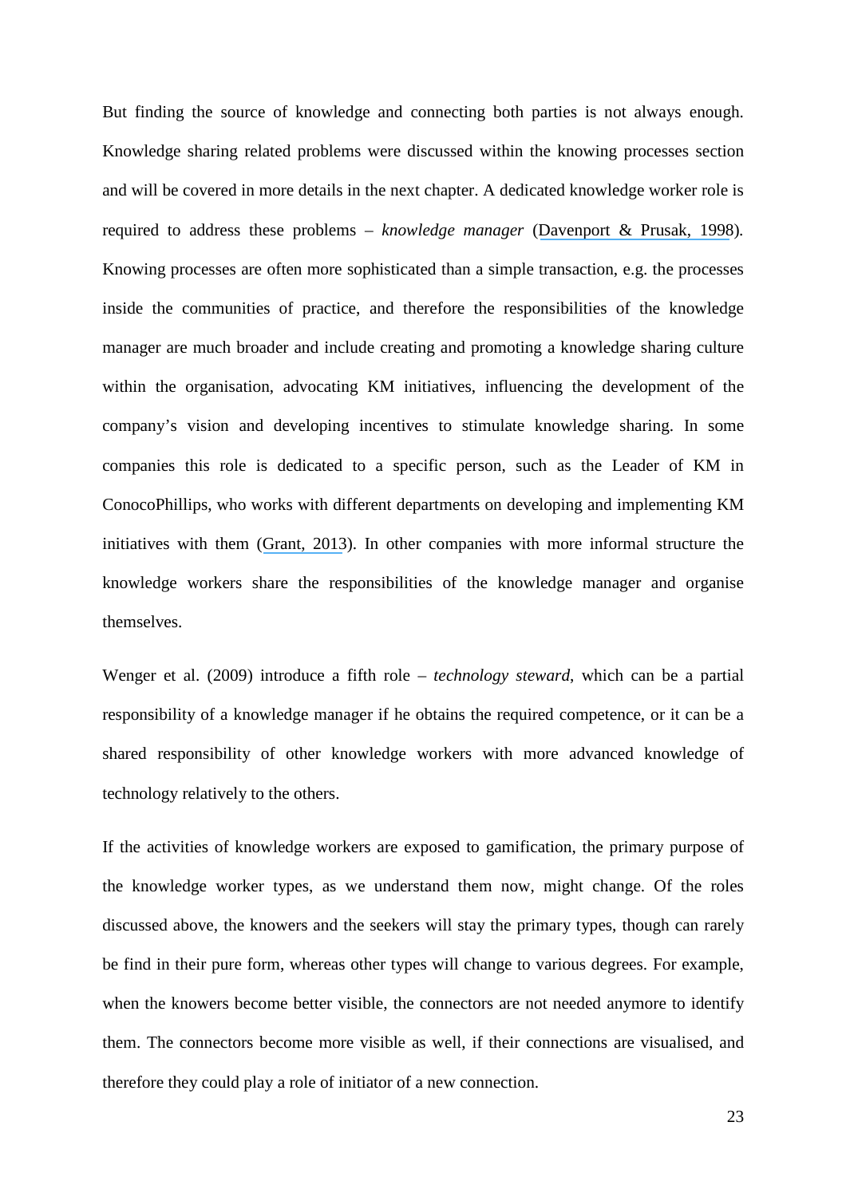But finding the source of knowledge and connecting both parties is not always enough. Knowledge sharing related problems were discussed within the knowing processes section and will be covered in more details in the next chapter. A dedicated knowledge worker role is required to address these problems – *knowledge manager* (Davenport & Prusak, 1998). Knowing processes are often more sophisticated than a simple transaction, e.g. the processes inside the communities of practice, and therefore the responsibilities of the knowledge manager are much broader and include creating and promoting a knowledge sharing culture within the organisation, advocating KM initiatives, influencing the development of the company's vision and developing incentives to stimulate knowledge sharing. In some companies this role is dedicated to a specific person, such as the Leader of KM in ConocoPhillips, who works with different departments on developing and implementing KM initiatives with them (Grant, 2013). In other companies with more informal structure the knowledge workers share the responsibilities of the knowledge manager and organise themselves.

Wenger et al. (2009) introduce a fifth role – *technology steward*, which can be a partial responsibility of a knowledge manager if he obtains the required competence, or it can be a shared responsibility of other knowledge workers with more advanced knowledge of technology relatively to the others.

If the activities of knowledge workers are exposed to gamification, the primary purpose of the knowledge worker types, as we understand them now, might change. Of the roles discussed above, the knowers and the seekers will stay the primary types, though can rarely be find in their pure form, whereas other types will change to various degrees. For example, when the knowers become better visible, the connectors are not needed anymore to identify them. The connectors become more visible as well, if their connections are visualised, and therefore they could play a role of initiator of a new connection.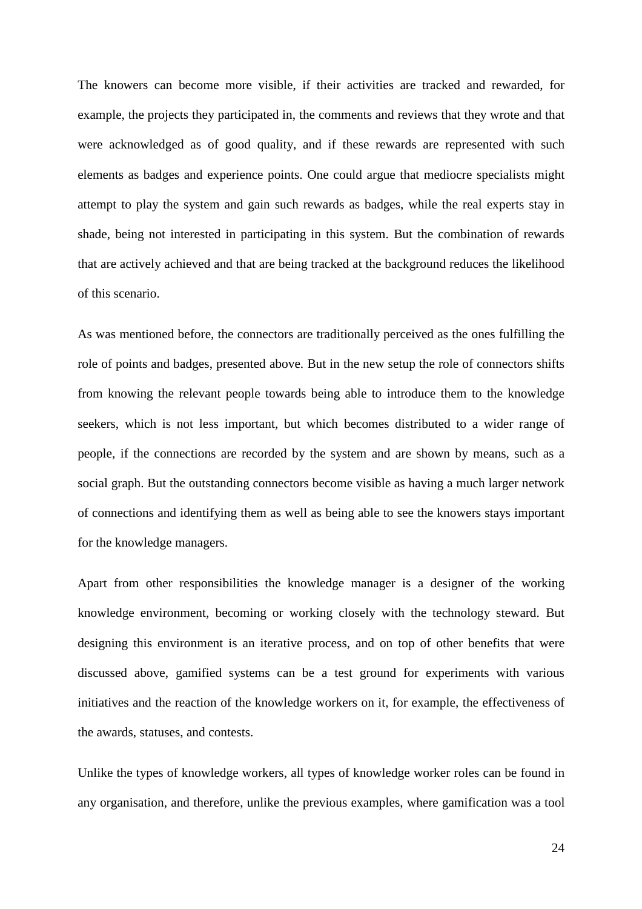The knowers can become more visible, if their activities are tracked and rewarded, for example, the projects they participated in, the comments and reviews that they wrote and that were acknowledged as of good quality, and if these rewards are represented with such elements as badges and experience points. One could argue that mediocre specialists might attempt to play the system and gain such rewards as badges, while the real experts stay in shade, being not interested in participating in this system. But the combination of rewards that are actively achieved and that are being tracked at the background reduces the likelihood of this scenario.

As was mentioned before, the connectors are traditionally perceived as the ones fulfilling the role of points and badges, presented above. But in the new setup the role of connectors shifts from knowing the relevant people towards being able to introduce them to the knowledge seekers, which is not less important, but which becomes distributed to a wider range of people, if the connections are recorded by the system and are shown by means, such as a social graph. But the outstanding connectors become visible as having a much larger network of connections and identifying them as well as being able to see the knowers stays important for the knowledge managers.

Apart from other responsibilities the knowledge manager is a designer of the working knowledge environment, becoming or working closely with the technology steward. But designing this environment is an iterative process, and on top of other benefits that were discussed above, gamified systems can be a test ground for experiments with various initiatives and the reaction of the knowledge workers on it, for example, the effectiveness of the awards, statuses, and contests.

Unlike the types of knowledge workers, all types of knowledge worker roles can be found in any organisation, and therefore, unlike the previous examples, where gamification was a tool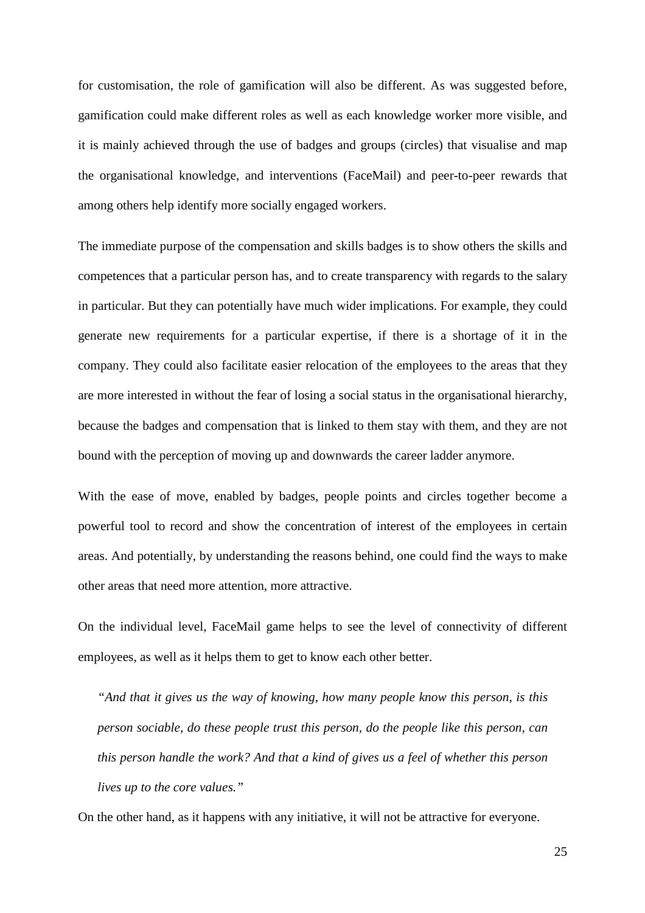for customisation, the role of gamification will also be different. As was suggested before, gamification could make different roles as well as each knowledge worker more visible, and it is mainly achieved through the use of badges and groups (circles) that visualise and map the organisational knowledge, and interventions (FaceMail) and peer-to-peer rewards that among others help identify more socially engaged workers.

The immediate purpose of the compensation and skills badges is to show others the skills and competences that a particular person has, and to create transparency with regards to the salary in particular. But they can potentially have much wider implications. For example, they could generate new requirements for a particular expertise, if there is a shortage of it in the company. They could also facilitate easier relocation of the employees to the areas that they are more interested in without the fear of losing a social status in the organisational hierarchy, because the badges and compensation that is linked to them stay with them, and they are not bound with the perception of moving up and downwards the career ladder anymore.

With the ease of move, enabled by badges, people points and circles together become a powerful tool to record and show the concentration of interest of the employees in certain areas. And potentially, by understanding the reasons behind, one could find the ways to make other areas that need more attention, more attractive.

On the individual level, FaceMail game helps to see the level of connectivity of different employees, as well as it helps them to get to know each other better.

> *"And that it gives us the way of knowing, how many people know this person, is this person sociable, do these people trust this person, do the people like this person, can this person handle the work? And that a kind of gives us a feel of whether this person lives up to the core values."*

On the other hand, as it happens with any initiative, it will not be attractive for everyone.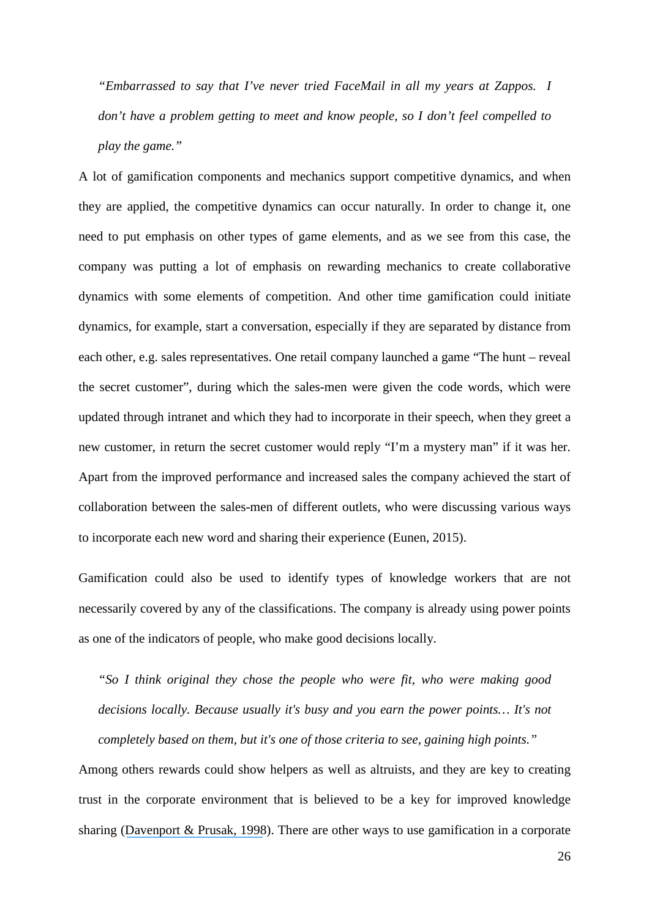*"Embarrassed to say that I've never tried FaceMail in all my years at Zappos. I don't have a problem getting to meet and know people, so I don't feel compelled to play the game."*

A lot of gamification components and mechanics support competitive dynamics, and when they are applied, the competitive dynamics can occur naturally. In order to change it, one need to put emphasis on other types of game elements, and as we see from this case, the company was putting a lot of emphasis on rewarding mechanics to create collaborative dynamics with some elements of competition. And other time gamification could initiate dynamics, for example, start a conversation, especially if they are separated by distance from each other, e.g. sales representatives. One retail company launched a game "The hunt – reveal the secret customer", during which the sales-men were given the code words, which were updated through intranet and which they had to incorporate in their speech, when they greet a new customer, in return the secret customer would reply "I'm a mystery man" if it was her. Apart from the improved performance and increased sales the company achieved the start of collaboration between the sales-men of different outlets, who were discussing various ways to incorporate each new word and sharing their experience (Eunen, 2015).

Gamification could also be used to identify types of knowledge workers that are not necessarily covered by any of the classifications. The company is already using power points as one of the indicators of people, who make good decisions locally.

*"So I think original they chose the people who were fit, who were making good decisions locally. Because usually it's busy and you earn the power points… It's not completely based on them, but it's one of those criteria to see, gaining high points."*

Among others rewards could show helpers as well as altruists, and they are key to creating trust in the corporate environment that is believed to be a key for improved knowledge sharing (Davenport & Prusak, 1998). There are other ways to use gamification in a corporate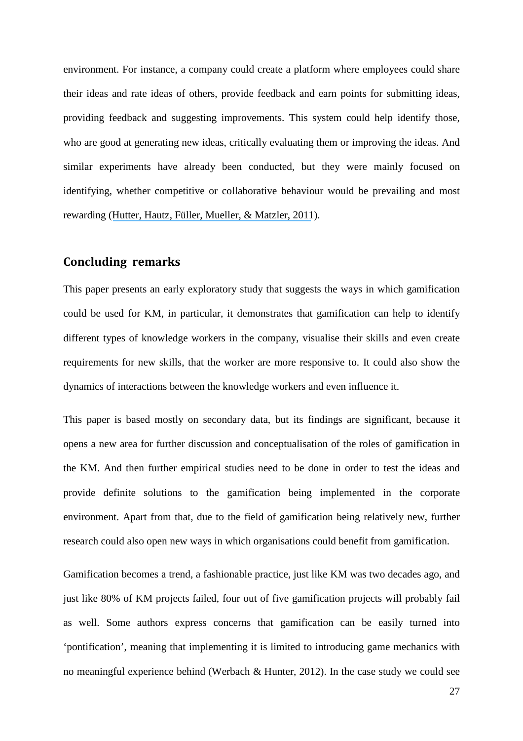environment. For instance, a company could create a platform where employees could share their ideas and rate ideas of others, provide feedback and earn points for submitting ideas, providing feedback and suggesting improvements. This system could help identify those, who are good at generating new ideas, critically evaluating them or improving the ideas. And similar experiments have already been conducted, but they were mainly focused on identifying, whether competitive or collaborative behaviour would be prevailing and most rewarding (Hutter, Hautz, Füller, Mueller, & Matzler, 2011).

## Concluding remarks

This paper presents an early exploratory study that suggests the ways in which gamification could be used for KM, in particular, it demonstrates that gamification can help to identify different types of knowledge workers in the company, visualise their skills and even create requirements for new skills, that the worker are more responsive to. It could also show the dynamics of interactions between the knowledge workers and even influence it.

This paper is based mostly on secondary data, but its findings are significant, because it opens a new area for further discussion and conceptualisation of the roles of gamification in the KM. And then further empirical studies need to be done in order to test the ideas and provide definite solutions to the gamification being implemented in the corporate environment. Apart from that, due to the field of gamification being relatively new, further research could also open new ways in which organisations could benefit from gamification.

Gamification becomes a trend, a fashionable practice, just like KM was two decades ago, and just like 80% of KM projects failed, four out of five gamification projects will probably fail as well. Some authors express concerns that gamification can be easily turned into 'pontification', meaning that implementing it is limited to introducing game mechanics with no meaningful experience behind (Werbach & Hunter, 2012). In the case study we could see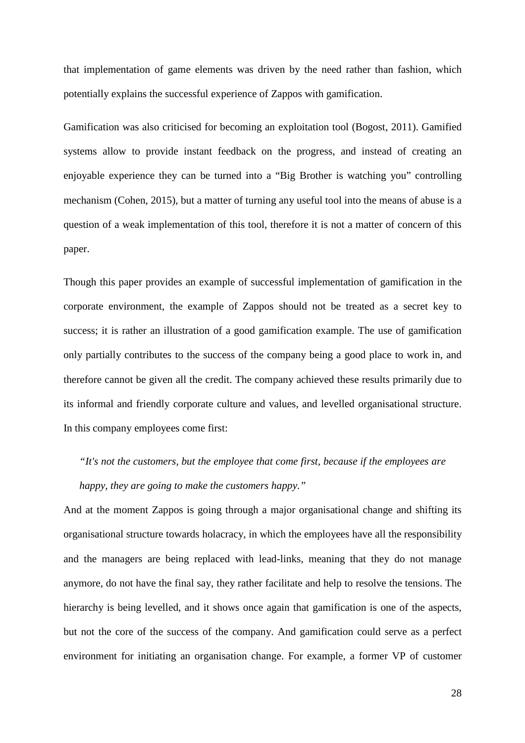that implementation of game elements was driven by the need rather than fashion, which potentially explains the successful experience of Zappos with gamification.

Gamification was also criticised for becoming an exploitation tool (Bogost, 2011). Gamified systems allow to provide instant feedback on the progress, and instead of creating an enjoyable experience they can be turned into a "Big Brother is watching you" controlling mechanism (Cohen, 2015), but a matter of turning any useful tool into the means of abuse is a question of a weak implementation of this tool, therefore it is not a matter of concern of this paper.

Though this paper provides an example of successful implementation of gamification in the corporate environment, the example of Zappos should not be treated as a secret key to success; it is rather an illustration of a good gamification example. The use of gamification only partially contributes to the success of the company being a good place to work in, and therefore cannot be given all the credit. The company achieved these results primarily due to its informal and friendly corporate culture and values, and levelled organisational structure. In this company employees come first:

> *"It's not the customers, but the employee that come first, because if the employees are happy, they are going to make the customers happy."*

And at the moment Zappos is going through a major organisational change and shifting its organisational structure towards holacracy, in which the employees have all the responsibility and the managers are being replaced with lead-links, meaning that they do not manage anymore, do not have the final say, they rather facilitate and help to resolve the tensions. The hierarchy is being levelled, and it shows once again that gamification is one of the aspects, but not the core of the success of the company. And gamification could serve as a perfect environment for initiating an organisation change. For example, a former VP of customer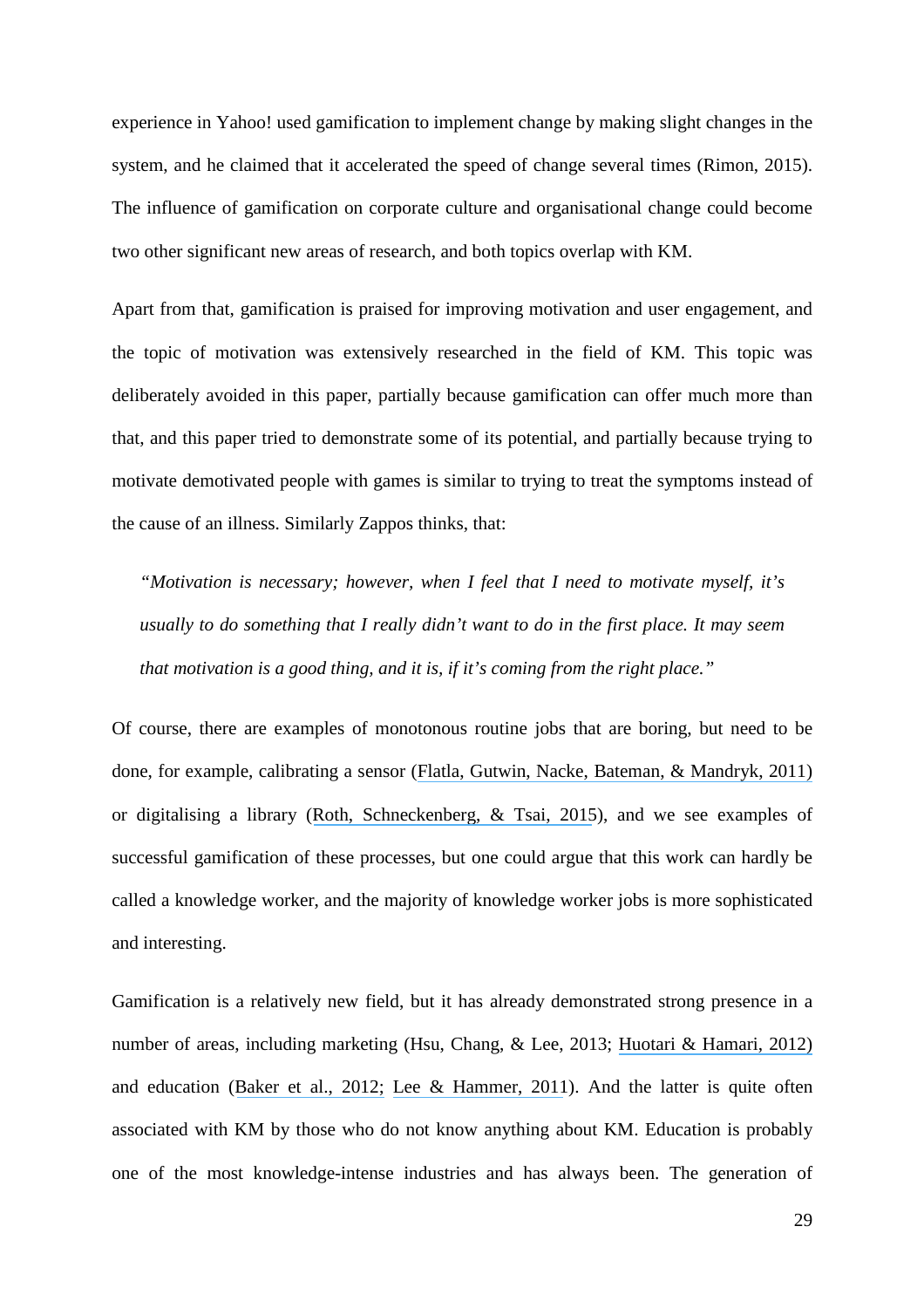experience in Yahoo! used gamification to implement change by making slight changes in the system, and he claimed that it accelerated the speed of change several times (Rimon, 2015). The influence of gamification on corporate culture and organisational change could become two other significant new areas of research, and both topics overlap with KM.

Apart from that, gamification is praised for improving motivation and user engagement, and the topic of motivation was extensively researched in the field of KM. This topic was deliberately avoided in this paper, partially because gamification can offer much more than that, and this paper tried to demonstrate some of its potential, and partially because trying to motivate demotivated people with games is similar to trying to treat the symptoms instead of the cause of an illness. Similarly Zappos thinks, that:

> *"Motivation is necessary; however, when I feel that I need to motivate myself, it's usually to do something that I really didn't want to do in the first place. It may seem that motivation is a good thing, and it is, if it's coming from the right place."*

Of course, there are examples of monotonous routine jobs that are boring, but need to be done, for example, calibrating a sensor (Flatla, Gutwin, Nacke, Bateman, & Mandryk, 2011) or digitalising a library (Roth, Schneckenberg, & Tsai, 2015), and we see examples of successful gamification of these processes, but one could argue that this work can hardly be called a knowledge worker, and the majority of knowledge worker jobs is more sophisticated and interesting.

Gamification is a relatively new field, but it has already demonstrated strong presence in a number of areas, including marketing (Hsu, Chang, & Lee, 2013; Huotari & Hamari, 2012) and education (Baker et al., 2012; Lee & Hammer, 2011). And the latter is quite often associated with KM by those who do not know anything about KM. Education is probably one of the most knowledge-intense industries and has always been. The generation of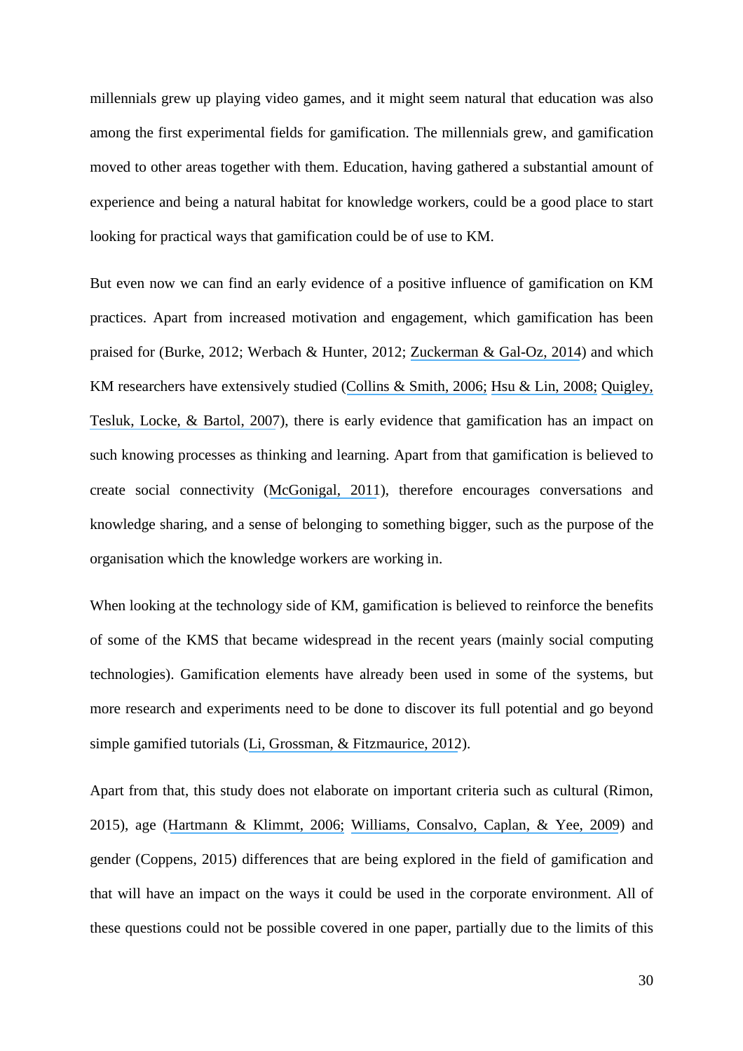millennials grew up playing video games, and it might seem natural that education was also among the first experimental fields for gamification. The millennials grew, and gamification moved to other areas together with them. Education, having gathered a substantial amount of experience and being a natural habitat for knowledge workers, could be a good place to start looking for practical ways that gamification could be of use to KM.

But even now we can find an early evidence of a positive influence of gamification on KM practices. Apart from increased motivation and engagement, which gamification has been praised for (Burke, 2012; Werbach & Hunter, 2012; Zuckerman & Gal-Oz, 2014) and which KM researchers have extensively studied (Collins & Smith, 2006; Hsu & Lin, 2008; Quigley, Tesluk, Locke, & Bartol, 2007), there is early evidence that gamification has an impact on such knowing processes as thinking and learning. Apart from that gamification is believed to create social connectivity (McGonigal, 2011), therefore encourages conversations and knowledge sharing, and a sense of belonging to something bigger, such as the purpose of the organisation which the knowledge workers are working in.

When looking at the technology side of KM, gamification is believed to reinforce the benefits of some of the KMS that became widespread in the recent years (mainly social computing technologies). Gamification elements have already been used in some of the systems, but more research and experiments need to be done to discover its full potential and go beyond simple gamified tutorials (Li, Grossman, & Fitzmaurice, 2012).

Apart from that, this study does not elaborate on important criteria such as cultural (Rimon, 2015), age (Hartmann & Klimmt, 2006; Williams, Consalvo, Caplan, & Yee, 2009) and gender (Coppens, 2015) differences that are being explored in the field of gamification and that will have an impact on the ways it could be used in the corporate environment. All of these questions could not be possible covered in one paper, partially due to the limits of this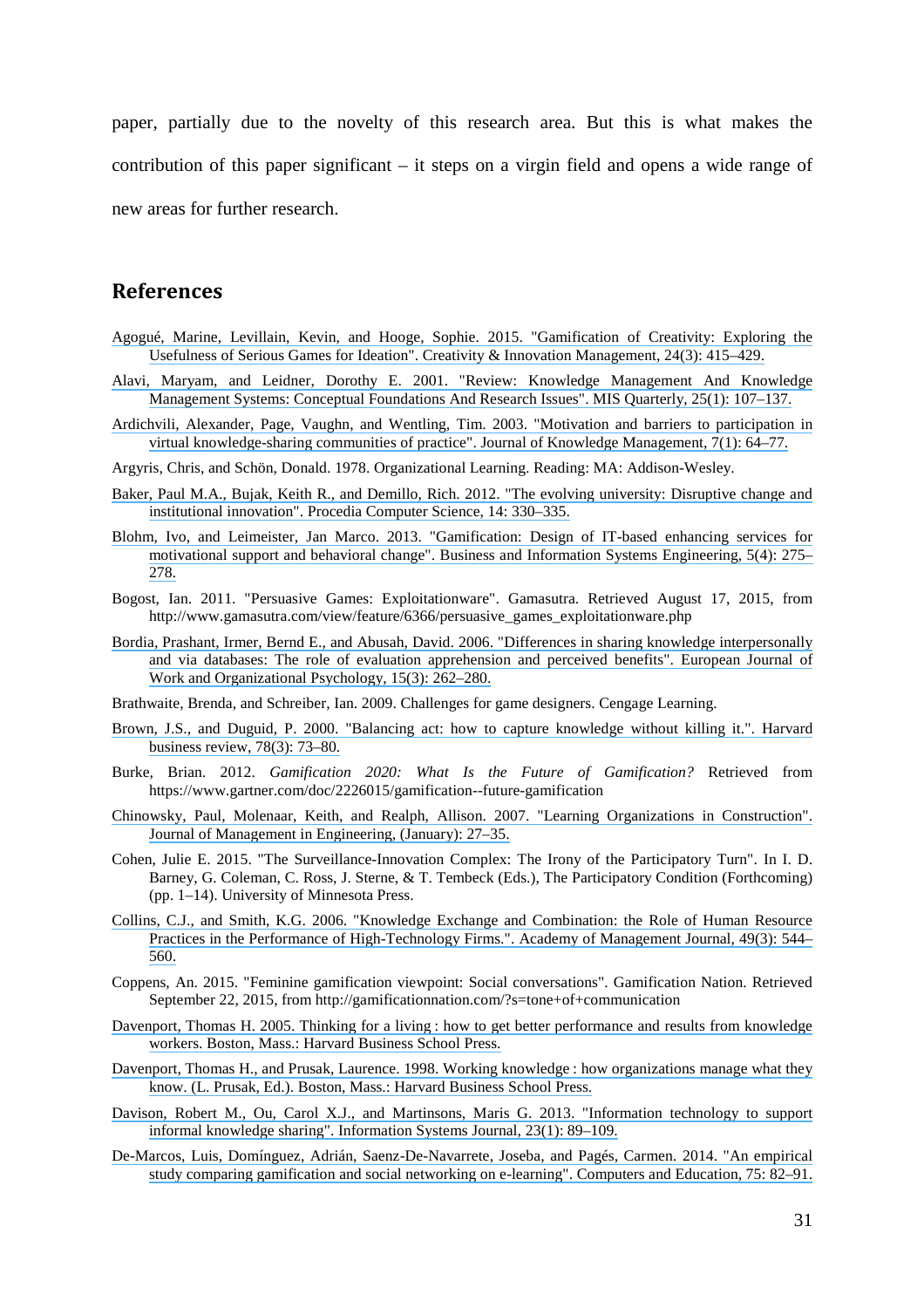paper, partially due to the novelty of this research area. But this is what makes the contribution of this paper significant – it steps on a virgin field and opens a wide range of new areas for further research.

## References

Agogué, Marine, Levillain, Kevin, and Hooge, Sophie. 2015. "Gamification of Creativity: Exploring the Usefulness of Serious Games for Ideation". Creativity & Innovation Management, 24(3): 415–429.

Alavi, Maryam, and Leidner, Dorothy E. 2001. "Review: Knowledge Management And Knowledge Management Systems: Conceptual Foundations And Research Issues". MIS Quarterly, 25(1): 107–137.

Ardichvili, Alexander, Page, Vaughn, and Wentling, Tim. 2003. "Motivation and barriers to participation in virtual knowledge-sharing communities of practice". Journal of Knowledge Management, 7(1): 64–77.

Argyris, Chris, and Schön, Donald. 1978. Organizational Learning. Reading: MA: Addison-Wesley.

Baker, Paul M.A., Bujak, Keith R., and Demillo, Rich. 2012. "The evolving university: Disruptive change and institutional innovation". Procedia Computer Science, 14: 330–335.

Blohm, Ivo, and Leimeister, Jan Marco. 2013. "Gamification: Design of IT-based enhancing services for motivational support and behavioral change". Business and Information Systems Engineering, 5(4): 275–278.

Bogost, Ian. 2011. "Persuasive Games: Exploitationware". Gamasutra. Retrieved August 17, 2015, from http://www.gamasutra.com/view/feature/6366/persuasive_games_exploitationware.php

Bordia, Prashant, Irmer, Bernd E., and Abusah, David. 2006. "Differences in sharing knowledge interpersonally and via databases: The role of evaluation apprehension and perceived benefits". European Journal of Work and Organizational Psychology, 15(3): 262–280.

Brathwaite, Brenda, and Schreiber, Ian. 2009. Challenges for game designers. Cengage Learning.

Brown, J.S., and Duguid, P. 2000. "Balancing act: how to capture knowledge without killing it.". Harvard business review, 78(3): 73–80.

Burke, Brian. 2012. *Gamification 2020: What Is the Future of Gamification?* Retrieved from https://www.gartner.com/doc/2226015/gamification--future-gamification

Chinowsky, Paul, Molenaar, Keith, and Realph, Allison. 2007. "Learning Organizations in Construction". Journal of Management in Engineering, (January): 27–35.

Cohen, Julie E. 2015. "The Surveillance-Innovation Complex: The Irony of the Participatory Turn". In I. D. Barney, G. Coleman, C. Ross, J. Sterne, & T. Tembeck (Eds.), The Participatory Condition (Forthcoming) (pp. 1–14). University of Minnesota Press.

Collins, C.J., and Smith, K.G. 2006. "Knowledge Exchange and Combination: the Role of Human Resource Practices in the Performance of High-Technology Firms.". Academy of Management Journal, 49(3): 544–560.

Coppens, An. 2015. "Feminine gamification viewpoint: Social conversations". Gamification Nation. Retrieved September 22, 2015, from http://gamificationnation.com/?s=tone+of+communication

Davenport, Thomas H. 2005. Thinking for a living : how to get better performance and results from knowledge workers. Boston, Mass.: Harvard Business School Press.

Davenport, Thomas H., and Prusak, Laurence. 1998. Working knowledge : how organizations manage what they know. (L. Prusak, Ed.). Boston, Mass.: Harvard Business School Press.

Davison, Robert M., Ou, Carol X.J., and Martinsons, Maris G. 2013. "Information technology to support informal knowledge sharing". Information Systems Journal, 23(1): 89–109.

De-Marcos, Luis, Domínguez, Adrián, Saenz-De-Navarrete, Joseba, and Pagés, Carmen. 2014. "An empirical study comparing gamification and social networking on e-learning". Computers and Education, 75: 82–91.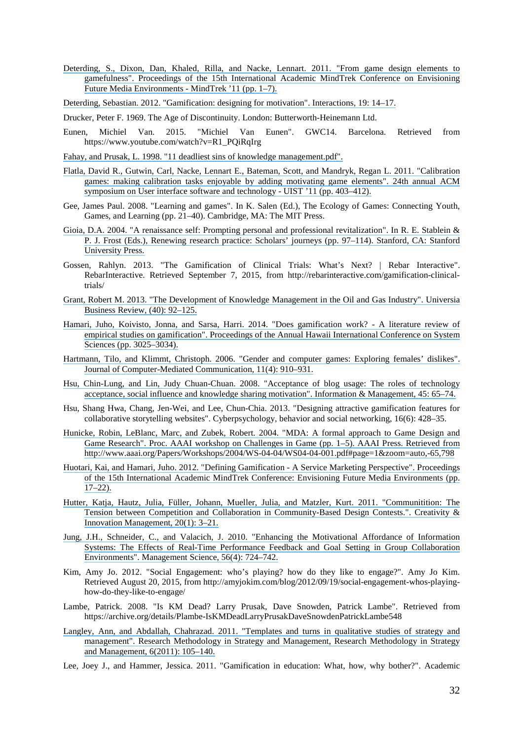Deterding, S., Dixon, Dan, Khaled, Rilla, and Nacke, Lennart. 2011. "From game design elements to gamefulness". Proceedings of the 15th International Academic MindTrek Conference on Envisioning Future Media Environments - MindTrek '11 (pp. 1–7).

Deterding, Sebastian. 2012. "Gamification: designing for motivation". Interactions, 19: 14–17.

Drucker, Peter F. 1969. The Age of Discontinuity. London: Butterworth-Heinemann Ltd.

Eunen, Michiel Van. 2015. "Michiel Van Eunen". GWC14. Barcelona. Retrieved from https://www.youtube.com/watch?v=R1_PQiRqIrg

Fahay, and Prusak, L. 1998. "11 deadliest sins of knowledge management.pdf".

Flatla, David R., Gutwin, Carl, Nacke, Lennart E., Bateman, Scott, and Mandryk, Regan L. 2011. "Calibration games: making calibration tasks enjoyable by adding motivating game elements". 24th annual ACM symposium on User interface software and technology - UIST '11 (pp. 403–412).

Gee, James Paul. 2008. "Learning and games". In K. Salen (Ed.), The Ecology of Games: Connecting Youth, Games, and Learning (pp. 21–40). Cambridge, MA: The MIT Press.

Gioia, D.A. 2004. "A renaissance self: Prompting personal and professional revitalization". In R. E. Stablein & P. J. Frost (Eds.), Renewing research practice: Scholars' journeys (pp. 97–114). Stanford, CA: Stanford University Press.

Gossen, Rahlyn. 2013. "The Gamification of Clinical Trials: What's Next? | Rebar Interactive". RebarInteractive. Retrieved September 7, 2015, from http://rebarinteractive.com/gamification-clinical-trials/

Grant, Robert M. 2013. "The Development of Knowledge Management in the Oil and Gas Industry". Universia Business Review, (40): 92–125.

Hamari, Juho, Koivisto, Jonna, and Sarsa, Harri. 2014. "Does gamification work? - A literature review of empirical studies on gamification". Proceedings of the Annual Hawaii International Conference on System Sciences (pp. 3025–3034).

Hartmann, Tilo, and Klimmt, Christoph. 2006. "Gender and computer games: Exploring females' dislikes". Journal of Computer-Mediated Communication, 11(4): 910–931.

Hsu, Chin-Lung, and Lin, Judy Chuan-Chuan. 2008. "Acceptance of blog usage: The roles of technology acceptance, social influence and knowledge sharing motivation". Information & Management, 45: 65–74.

Hsu, Shang Hwa, Chang, Jen-Wei, and Lee, Chun-Chia. 2013. "Designing attractive gamification features for collaborative storytelling websites". Cyberpsychology, behavior and social networking, 16(6): 428–35.

Hunicke, Robin, LeBlanc, Marc, and Zubek, Robert. 2004. "MDA: A formal approach to Game Design and Game Research". Proc. AAAI workshop on Challenges in Game (pp. 1–5). AAAI Press. Retrieved from http://www.aaai.org/Papers/Workshops/2004/WS-04-04/WS04-04-001.pdf#page=1&zoom=auto,-65,798

Huotari, Kai, and Hamari, Juho. 2012. "Defining Gamification - A Service Marketing Perspective". Proceedings of the 15th International Academic MindTrek Conference: Envisioning Future Media Environments (pp. 17–22).

Hutter, Katja, Hautz, Julia, Füller, Johann, Mueller, Julia, and Matzler, Kurt. 2011. "Communitition: The Tension between Competition and Collaboration in Community-Based Design Contests.". Creativity & Innovation Management, 20(1): 3–21.

Jung, J.H., Schneider, C., and Valacich, J. 2010. "Enhancing the Motivational Affordance of Information Systems: The Effects of Real-Time Performance Feedback and Goal Setting in Group Collaboration Environments". Management Science, 56(4): 724–742.

Kim, Amy Jo. 2012. "Social Engagement: who's playing? how do they like to engage?". Amy Jo Kim. Retrieved August 20, 2015, from http://amyjokim.com/blog/2012/09/19/social-engagement-whos-playing-how-do-they-like-to-engage/

Lambe, Patrick. 2008. "Is KM Dead? Larry Prusak, Dave Snowden, Patrick Lambe". Retrieved from https://archive.org/details/Plambe-IsKMDeadLarryPrusakDaveSnowdenPatrickLambe548

Langley, Ann, and Abdallah, Chahrazad. 2011. "Templates and turns in qualitative studies of strategy and management". Research Methodology in Strategy and Management, Research Methodology in Strategy and Management, 6(2011): 105–140.

Lee, Joey J., and Hammer, Jessica. 2011. "Gamification in education: What, how, why bother?". Academic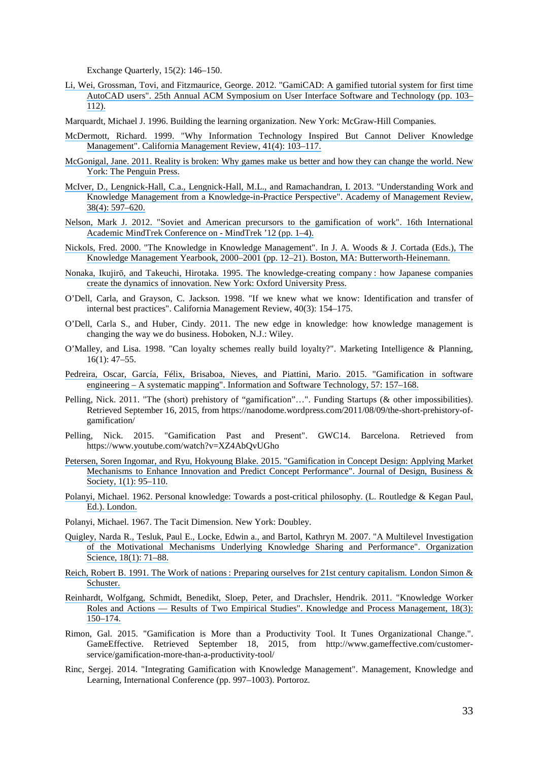Exchange Quarterly, 15(2): 146–150.

Li, Wei, Grossman, Tovi, and Fitzmaurice, George. 2012. "GamiCAD: A gamified tutorial system for first time AutoCAD users". 25th Annual ACM Symposium on User Interface Software and Technology (pp. 103–112).

Marquardt, Michael J. 1996. Building the learning organization. New York: McGraw-Hill Companies.

McDermott, Richard. 1999. "Why Information Technology Inspired But Cannot Deliver Knowledge Management". California Management Review, 41(4): 103–117.

McGonigal, Jane. 2011. Reality is broken: Why games make us better and how they can change the world. New York: The Penguin Press.

McIver, D., Lengnick-Hall, C.a., Lengnick-Hall, M.L., and Ramachandran, I. 2013. "Understanding Work and Knowledge Management from a Knowledge-in-Practice Perspective". Academy of Management Review, 38(4): 597–620.

Nelson, Mark J. 2012. "Soviet and American precursors to the gamification of work". 16th International Academic MindTrek Conference on - MindTrek '12 (pp. 1–4).

Nickols, Fred. 2000. "The Knowledge in Knowledge Management". In J. A. Woods & J. Cortada (Eds.), The Knowledge Management Yearbook, 2000–2001 (pp. 12–21). Boston, MA: Butterworth-Heinemann.

Nonaka, Ikujirō, and Takeuchi, Hirotaka. 1995. The knowledge-creating company : how Japanese companies create the dynamics of innovation. New York: Oxford University Press.

O'Dell, Carla, and Grayson, C. Jackson. 1998. "If we knew what we know: Identification and transfer of internal best practices". California Management Review, 40(3): 154–175.

O'Dell, Carla S., and Huber, Cindy. 2011. The new edge in knowledge: how knowledge management is changing the way we do business. Hoboken, N.J.: Wiley.

O'Malley, and Lisa. 1998. "Can loyalty schemes really build loyalty?". Marketing Intelligence & Planning, 16(1): 47–55.

Pedreira, Oscar, García, Félix, Brisaboa, Nieves, and Piattini, Mario. 2015. "Gamification in software engineering – A systematic mapping". Information and Software Technology, 57: 157–168.

Pelling, Nick. 2011. "The (short) prehistory of "gamification"…". Funding Startups (& other impossibilities). Retrieved September 16, 2015, from https://nanodome.wordpress.com/2011/08/09/the-short-prehistory-of-gamification/

Pelling, Nick. 2015. "Gamification Past and Present". GWC14. Barcelona. Retrieved from https://www.youtube.com/watch?v=XZ4AbQvUGho

Petersen, Soren Ingomar, and Ryu, Hokyoung Blake. 2015. "Gamification in Concept Design: Applying Market Mechanisms to Enhance Innovation and Predict Concept Performance". Journal of Design, Business & Society, 1(1): 95–110.

Polanyi, Michael. 1962. Personal knowledge: Towards a post-critical philosophy. (L. Routledge & Kegan Paul, Ed.). London.

Polanyi, Michael. 1967. The Tacit Dimension. New York: Doubley.

Quigley, Narda R., Tesluk, Paul E., Locke, Edwin a., and Bartol, Kathryn M. 2007. "A Multilevel Investigation of the Motivational Mechanisms Underlying Knowledge Sharing and Performance". Organization Science, 18(1): 71–88.

Reich, Robert B. 1991. The Work of nations : Preparing ourselves for 21st century capitalism. London Simon & Schuster.

Reinhardt, Wolfgang, Schmidt, Benedikt, Sloep, Peter, and Drachsler, Hendrik. 2011. "Knowledge Worker Roles and Actions — Results of Two Empirical Studies". Knowledge and Process Management, 18(3): 150–174.

Rimon, Gal. 2015. "Gamification is More than a Productivity Tool. It Tunes Organizational Change.". GameEffective. Retrieved September 18, 2015, from http://www.gameffective.com/customer-service/gamification-more-than-a-productivity-tool/

Rinc, Sergej. 2014. "Integrating Gamification with Knowledge Management". Management, Knowledge and Learning, International Conference (pp. 997–1003). Portoroz.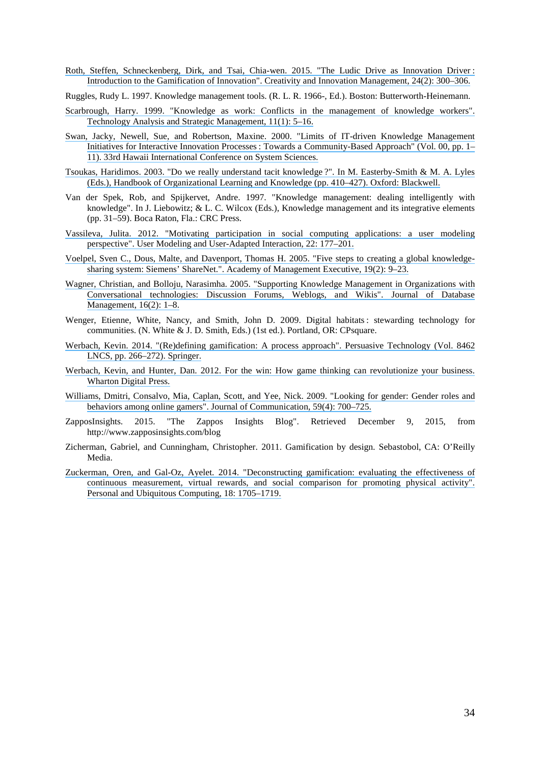Roth, Steffen, Schneckenberg, Dirk, and Tsai, Chia-wen. 2015. "The Ludic Drive as Innovation Driver : Introduction to the Gamification of Innovation". Creativity and Innovation Management, 24(2): 300–306.

Ruggles, Rudy L. 1997. Knowledge management tools. (R. L. R. 1966-, Ed.). Boston: Butterworth-Heinemann.

Scarbrough, Harry. 1999. "Knowledge as work: Conflicts in the management of knowledge workers". Technology Analysis and Strategic Management, 11(1): 5–16.

Swan, Jacky, Newell, Sue, and Robertson, Maxine. 2000. "Limits of IT-driven Knowledge Management Initiatives for Interactive Innovation Processes : Towards a Community-Based Approach" (Vol. 00, pp. 1–11). 33rd Hawaii International Conference on System Sciences.

Tsoukas, Haridimos. 2003. "Do we really understand tacit knowledge ?". In M. Easterby-Smith & M. A. Lyles (Eds.), Handbook of Organizational Learning and Knowledge (pp. 410–427). Oxford: Blackwell.

Van der Spek, Rob, and Spijkervet, Andre. 1997. "Knowledge management: dealing intelligently with knowledge". In J. Liebowitz; & L. C. Wilcox (Eds.), Knowledge management and its integrative elements (pp. 31–59). Boca Raton, Fla.: CRC Press.

Vassileva, Julita. 2012. "Motivating participation in social computing applications: a user modeling perspective". User Modeling and User-Adapted Interaction, 22: 177–201.

Voelpel, Sven C., Dous, Malte, and Davenport, Thomas H. 2005. "Five steps to creating a global knowledge-sharing system: Siemens' ShareNet.". Academy of Management Executive, 19(2): 9–23.

Wagner, Christian, and Bolloju, Narasimha. 2005. "Supporting Knowledge Management in Organizations with Conversational technologies: Discussion Forums, Weblogs, and Wikis". Journal of Database Management, 16(2): 1–8.

Wenger, Etienne, White, Nancy, and Smith, John D. 2009. Digital habitats : stewarding technology for communities. (N. White & J. D. Smith, Eds.) (1st ed.). Portland, OR: CPsquare.

Werbach, Kevin. 2014. "(Re)defining gamification: A process approach". Persuasive Technology (Vol. 8462 LNCS, pp. 266–272). Springer.

Werbach, Kevin, and Hunter, Dan. 2012. For the win: How game thinking can revolutionize your business. Wharton Digital Press.

Williams, Dmitri, Consalvo, Mia, Caplan, Scott, and Yee, Nick. 2009. "Looking for gender: Gender roles and behaviors among online gamers". Journal of Communication, 59(4): 700–725.

ZapposInsights. 2015. "The Zappos Insights Blog". Retrieved December 9, 2015, from http://www.zapposinsights.com/blog

Zicherman, Gabriel, and Cunningham, Christopher. 2011. Gamification by design. Sebastobol, CA: O'Reilly Media.

Zuckerman, Oren, and Gal-Oz, Ayelet. 2014. "Deconstructing gamification: evaluating the effectiveness of continuous measurement, virtual rewards, and social comparison for promoting physical activity". Personal and Ubiquitous Computing, 18: 1705–1719.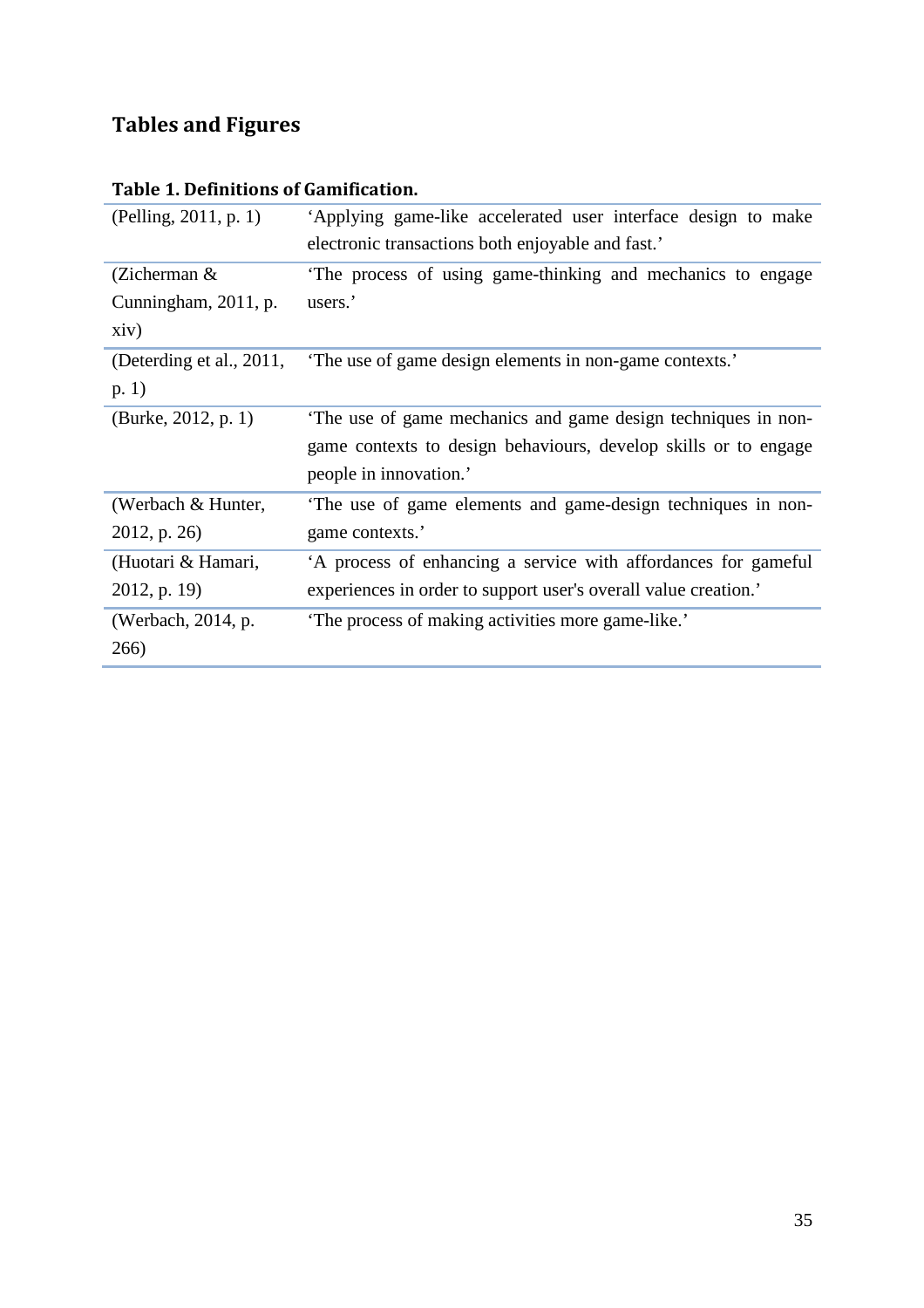## Tables and Figures

**Table 1. Definitions of Gamification.**

| | |
|---|---|
| (Pelling, 2011, p. 1) | 'Applying game-like accelerated user interface design to make electronic transactions both enjoyable and fast.' |
| (Zicherman & Cunningham, 2011, p. xiv) | 'The process of using game-thinking and mechanics to engage users.' |
| (Deterding et al., 2011, p. 1) | 'The use of game design elements in non-game contexts.' |
| (Burke, 2012, p. 1) | 'The use of game mechanics and game design techniques in non-game contexts to design behaviours, develop skills or to engage people in innovation.' |
| (Werbach & Hunter, 2012, p. 26) | 'The use of game elements and game-design techniques in non-game contexts.' |
| (Huotari & Hamari, 2012, p. 19) | 'A process of enhancing a service with affordances for gameful experiences in order to support user's overall value creation.' |
| (Werbach, 2014, p. 266) | 'The process of making activities more game-like.' |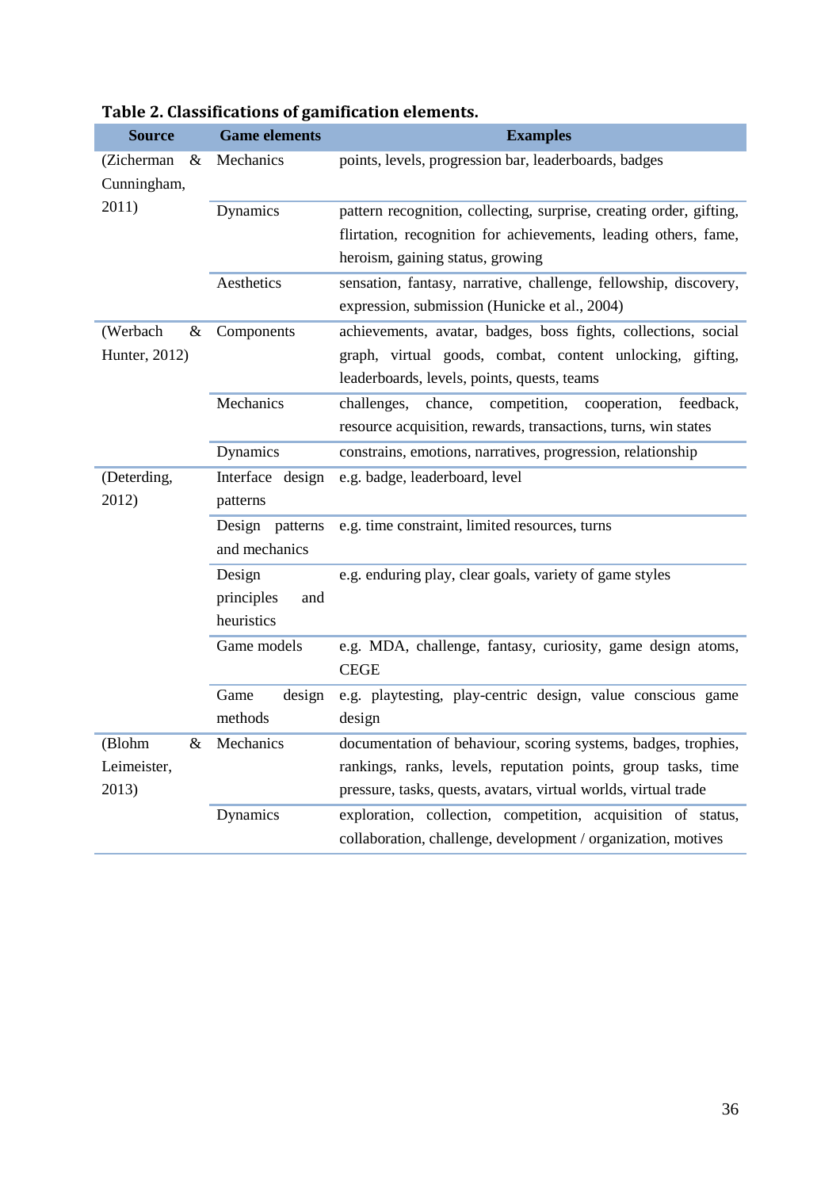**Table 2. Classifications of gamification elements.**

| Source | Game elements | Examples |
|---|---|---|
| (Zicherman & Cunningham, 2011) | Mechanics | points, levels, progression bar, leaderboards, badges |
| | Dynamics | pattern recognition, collecting, surprise, creating order, gifting, flirtation, recognition for achievements, leading others, fame, heroism, gaining status, growing |
| | Aesthetics | sensation, fantasy, narrative, challenge, fellowship, discovery, expression, submission (Hunicke et al., 2004) |
| (Werbach & Hunter, 2012) | Components | achievements, avatar, badges, boss fights, collections, social graph, virtual goods, combat, content unlocking, gifting, leaderboards, levels, points, quests, teams |
| | Mechanics | challenges, chance, competition, cooperation, feedback, resource acquisition, rewards, transactions, turns, win states |
| | Dynamics | constrains, emotions, narratives, progression, relationship |
| (Deterding, 2012) | Interface design patterns | e.g. badge, leaderboard, level |
| | Design patterns and mechanics | e.g. time constraint, limited resources, turns |
| | Design principles and heuristics | e.g. enduring play, clear goals, variety of game styles |
| | Game models | e.g. MDA, challenge, fantasy, curiosity, game design atoms, CEGE |
| | Game design methods | e.g. playtesting, play-centric design, value conscious game design |
| (Blohm & Leimeister, 2013) | Mechanics | documentation of behaviour, scoring systems, badges, trophies, rankings, ranks, levels, reputation points, group tasks, time pressure, tasks, quests, avatars, virtual worlds, virtual trade |
| | Dynamics | exploration, collection, competition, acquisition of status, collaboration, challenge, development / organization, motives |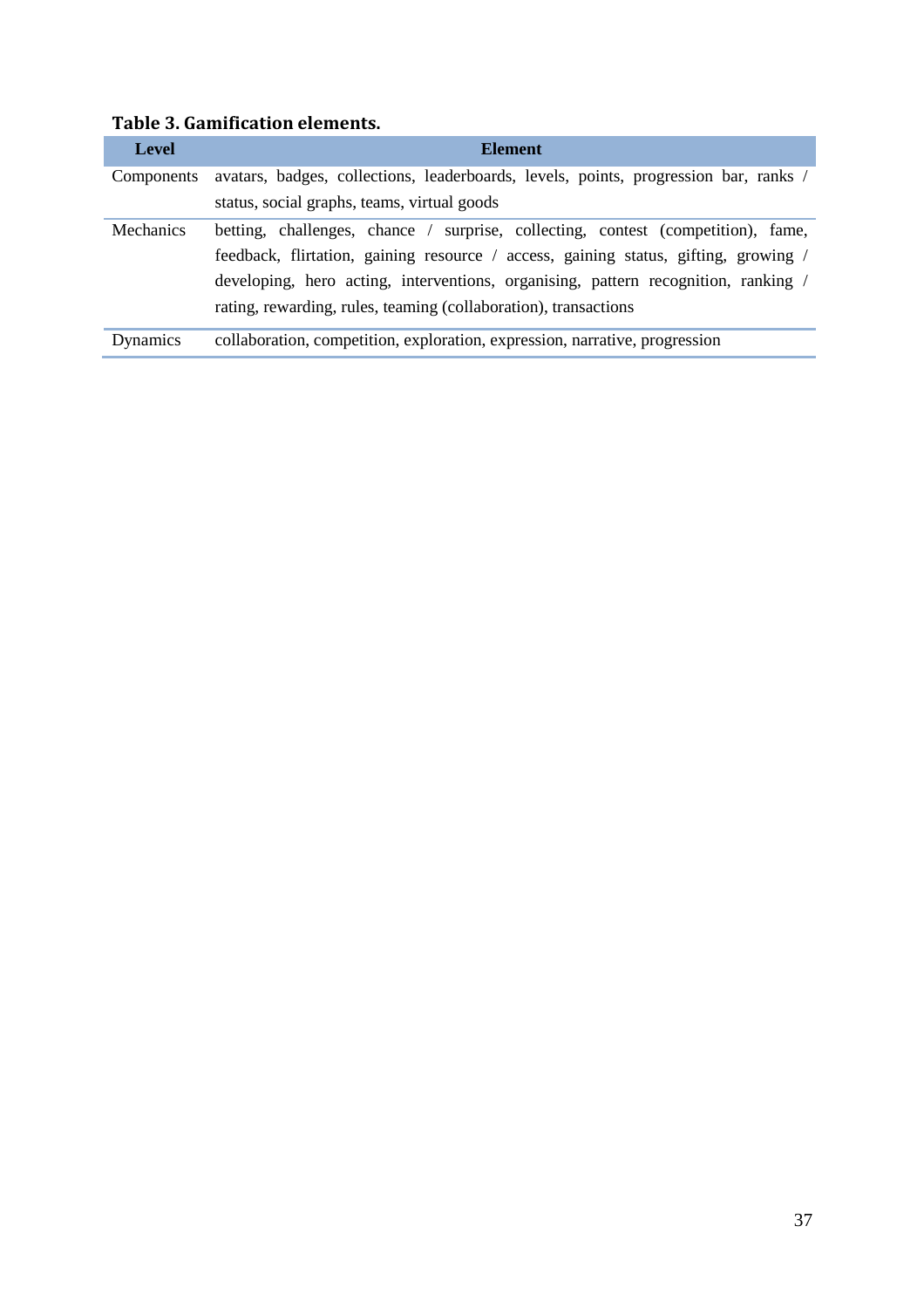**Table 3. Gamification elements.**

| Level | Element |
|---|---|
| Components | avatars, badges, collections, leaderboards, levels, points, progression bar, ranks / status, social graphs, teams, virtual goods |
| Mechanics | betting, challenges, chance / surprise, collecting, contest (competition), fame, feedback, flirtation, gaining resource / access, gaining status, gifting, growing / developing, hero acting, interventions, organising, pattern recognition, ranking / rating, rewarding, rules, teaming (collaboration), transactions |
| Dynamics | collaboration, competition, exploration, expression, narrative, progression |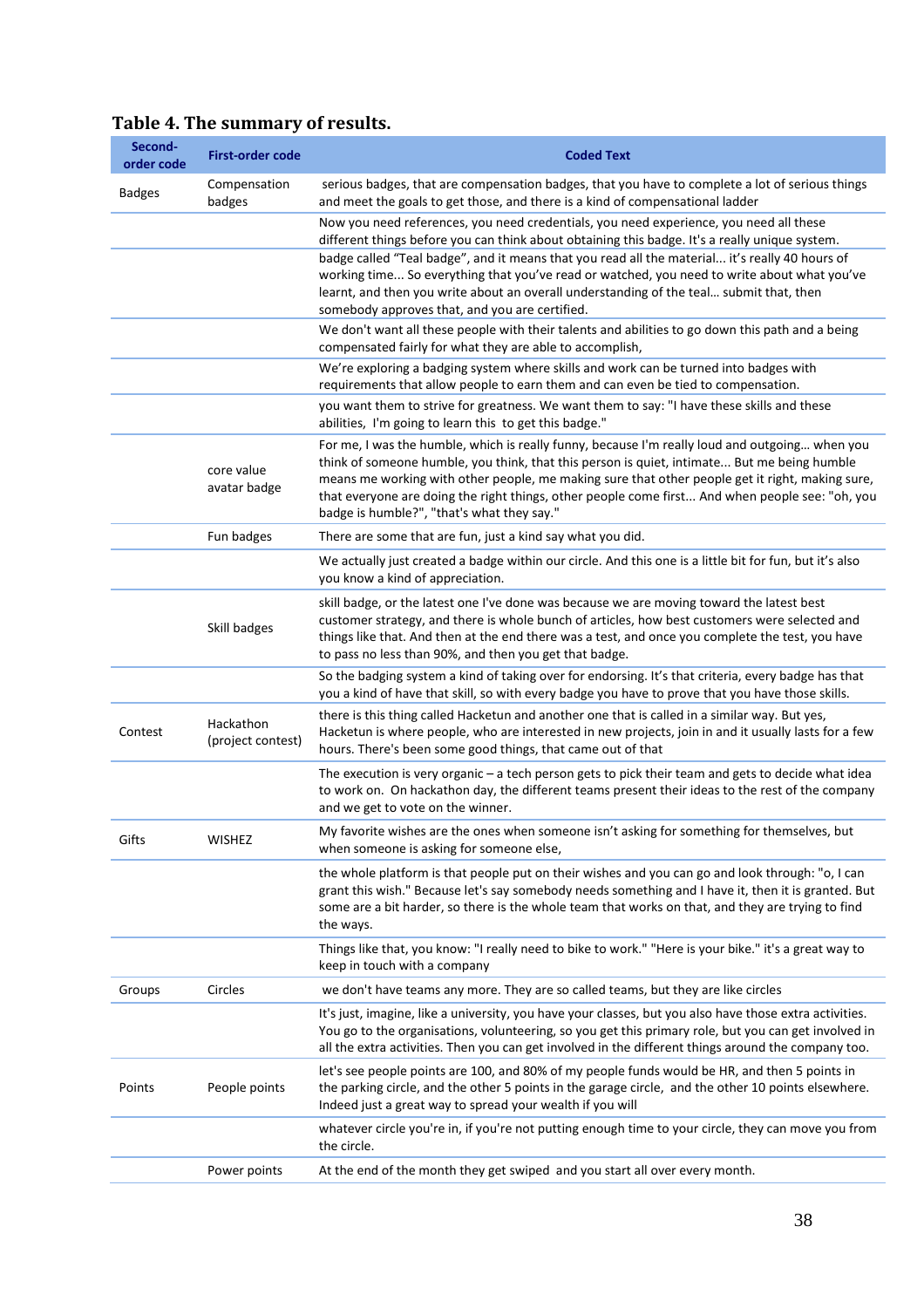**Table 4. The summary of results.**

| Second-order code | First-order code | Coded Text |
|---|---|---|
| Badges | Compensation badges | serious badges, that are compensation badges, that you have to complete a lot of serious things and meet the goals to get those, and there is a kind of compensational ladder |
| | | Now you need references, you need credentials, you need experience, you need all these different things before you can think about obtaining this badge. It's a really unique system. |
| | | badge called "Teal badge", and it means that you read all the material... it's really 40 hours of working time... So everything that you've read or watched, you need to write about what you've learnt, and then you write about an overall understanding of the teal... submit that, then somebody approves that, and you are certified. |
| | | We don't want all these people with their talents and abilities to go down this path and a being compensated fairly for what they are able to accomplish, |
| | | We're exploring a badging system where skills and work can be turned into badges with requirements that allow people to earn them and can even be tied to compensation. |
| | | you want them to strive for greatness. We want them to say: "I have these skills and these abilities, I'm going to learn this to get this badge." |
| | core value avatar badge | For me, I was the humble, which is really funny, because I'm really loud and outgoing... when you think of someone humble, you think, that this person is quiet, intimate... But me being humble means me working with other people, me making sure that other people get it right, making sure, that everyone are doing the right things, other people come first... And when people see: "oh, you badge is humble?", "that's what they say." |
| | Fun badges | There are some that are fun, just a kind say what you did. |
| | | We actually just created a badge within our circle. And this one is a little bit for fun, but it's also you know a kind of appreciation. |
| | Skill badges | skill badge, or the latest one I've done was because we are moving toward the latest best customer strategy, and there is whole bunch of articles, how best customers were selected and things like that. And then at the end there was a test, and once you complete the test, you have to pass no less than 90%, and then you get that badge. |
| | | So the badging system a kind of taking over for endorsing. It's that criteria, every badge has that you a kind of have that skill, so with every badge you have to prove that you have those skills. |
| Contest | Hackathon (project contest) | there is this thing called HackFetun and another one that is called in a similar way. But yes, Hacketun is where people, who are interested in new projects, join in and it usually lasts for a few hours. There's been some good things, that came out of that |
| | | The execution is very organic – a tech person gets to pick their team and gets to decide what idea to work on. On hackathon day, the different teams present their ideas to the rest of the company and we get to vote on the winner. |
| Gifts | WISHEZ | My favorite wishes are the ones when someone isn't asking for something for themselves, but when someone is asking for someone else, |
| | | the whole platform is that people put on their wishes and you can go and look through: "o, I can grant this wish." Because let's say somebody needs something and I have it, then it is granted. But some are a bit harder, so there is the whole team that works on that, and they are trying to find the ways. |
| | | Things like that, you know: "I really need to bike to work." "Here is your bike." it's a great way to keep in touch with a company |
| Groups | Circles | we don't have teams any more. They are so called teams, but they are like circles |
| | | It's just, imagine, like a university, you have your classes, but you also have those extra activities. You go to the organisations, volunteering, so you get this primary role, but you can get involved in all the extra activities. Then you can get involved in the different things around the company too. |
| Points | People points | let's see people points are 100, and 80% of my people funds would be HR, and then 5 points in the parking circle, and the other 5 points in the garage circle, and the other 10 points elsewhere. Indeed just a great way to spread your wealth if you will |
| | | whatever circle you're in, if you're not putting enough time to your circle, they can move you from the circle. |
| | Power points | At the end of the month they get swiped and you start all over every month. |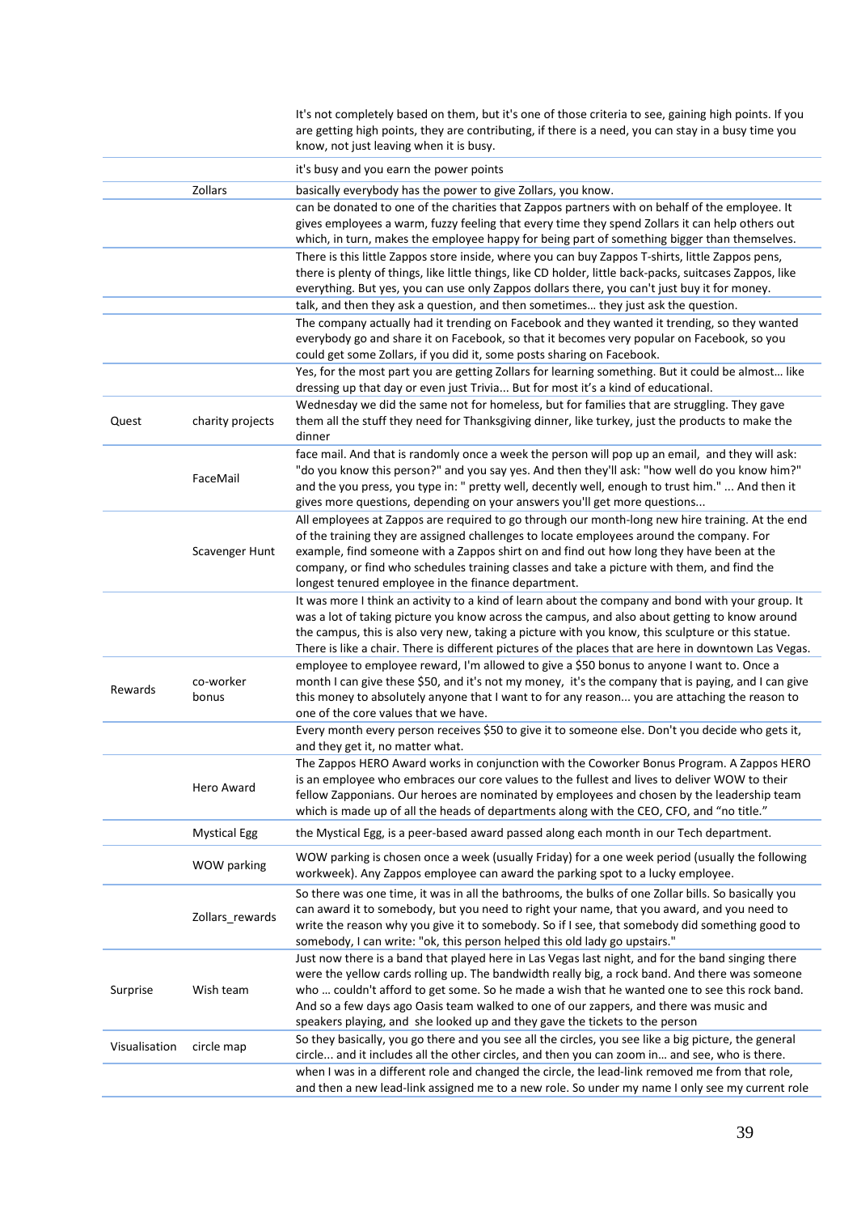| | | |
|---|---|---|
| | | It's not completely based on them, but it's one of those criteria to see, gaining high points. If you are getting high points, they are contributing, if there is a need, you can stay in a busy time you know, not just leaving when it is busy. |
| | | it's busy and you earn the power points |
| | Zollars | basically everybody has the power to give Zollars, you know. |
| | | can be donated to one of the charities that Zappos partners with on behalf of the employee. It gives employees a warm, fuzzy feeling that every time they spend Zollars it can help others out which, in turn, makes the employee happy for being part of something bigger than themselves. |
| | | There is this little Zappos store inside, where you can buy Zappos T-shirts, little Zappos pens, there is plenty of things, like little things, like CD holder, little back-packs, suitcases Zappos, like everything. But yes, you can use only Zappos dollars there, you can't just buy it for money. |
| | | talk, and then they ask a question, and then sometimes… they just ask the question. |
| | | The company actually had it trending on Facebook and they wanted it trending, so they wanted everybody go and share it on Facebook, so that it becomes very popular on Facebook, so you could get some Zollars, if you did it, some posts sharing on Facebook. |
| | | Yes, for the most part you are getting Zollars for learning something. But it could be almost… like dressing up that day or even just Trivia... But for most it's a kind of educational. |
| Quest | charity projects | Wednesday we did the same not for homeless, but for families that are struggling. They gave them all the stuff they need for Thanksgiving dinner, like turkey, just the products to make the dinner |
| | FaceMail | face mail. And that is randomly once a week the person will pop up an email, and they will ask: "do you know this person?" and you say yes. And then they'll ask: "how well do you know him?" and the you press, you type in: " pretty well, decently well, enough to trust him." ... And then it gives more questions, depending on your answers you'll get more questions... |
| | Scavenger Hunt | All employees at Zappos are required to go through our month-long new hire training. At the end of the training they are assigned challenges to locate employees around the company. For example, find someone with a Zappos shirt on and find out how long they have been at the company, or find who schedules training classes and take a picture with them, and find the longest tenured employee in the finance department. |
| | | It was more I think an activity to a kind of learn about the company and bond with your group. It was a lot of taking picture you know across the campus, and also about getting to know around the campus, this is also very new, taking a picture with you know, this sculpture or this statue. There is like a chair. There is different pictures of the places that are here in downtown Las Vegas. |
| Rewards | co-worker bonus | employee to employee reward, I'm allowed to give a $50 bonus to anyone I want to. Once a month I can give these $50, and it's not my money, it's the company that is paying, and I can give this money to absolutely anyone that I want to for any reason... you are attaching the reason to one of the core values that we have. |
| | | Every month every person receives $50 to give it to someone else. Don't you decide who gets it, and they get it, no matter what. |
| | Hero Award | The Zappos HERO Award works in conjunction with the Coworker Bonus Program. A Zappos HERO is an employee who embraces our core values to the fullest and lives to deliver WOW to their fellow Zapponians. Our heroes are nominated by employees and chosen by the leadership team which is made up of all the heads of departments along with the CEO, CFO, and "no title." |
| | Mystical Egg | the Mystical Egg, is a peer-based award passed along each month in our Tech department. |
| | WOW parking | WOW parking is chosen once a week (usually Friday) for a one week period (usually the following workweek). Any Zappos employee can award the parking spot to a lucky employee. |
| | Zollars_rewards | So there was one time, it was in all the bathrooms, the bulks of one Zollar bills. So basically you can award it to somebody, but you need to right your name, that you award, and you need to write the reason why you give it to somebody. So if I see, that somebody did something good to somebody, I can write: "ok, this person helped this old lady go upstairs." |
| Surprise | Wish team | Just now there is a band that played here in Las Vegas last night, and for the band singing there were the yellow cards rolling up. The bandwidth really big, a rock band. And there was someone who … couldn't afford to get some. So he made a wish that he wanted one to see this rock band. And so a few days ago Oasis team walked to one of our zappers, and there was music and speakers playing, and she looked up and they gave the tickets to the person |
| Visualisation | circle map | So they basically, you go there and you see all the circles, you see like a big picture, the general circle... and it includes all the other circles, and then you can zoom in… and see, who is there. |
| | | when I was in a different role and changed the circle, the lead-link removed me from that role, and then a new lead-link assigned me to a new role. So under my name I only see my current role |